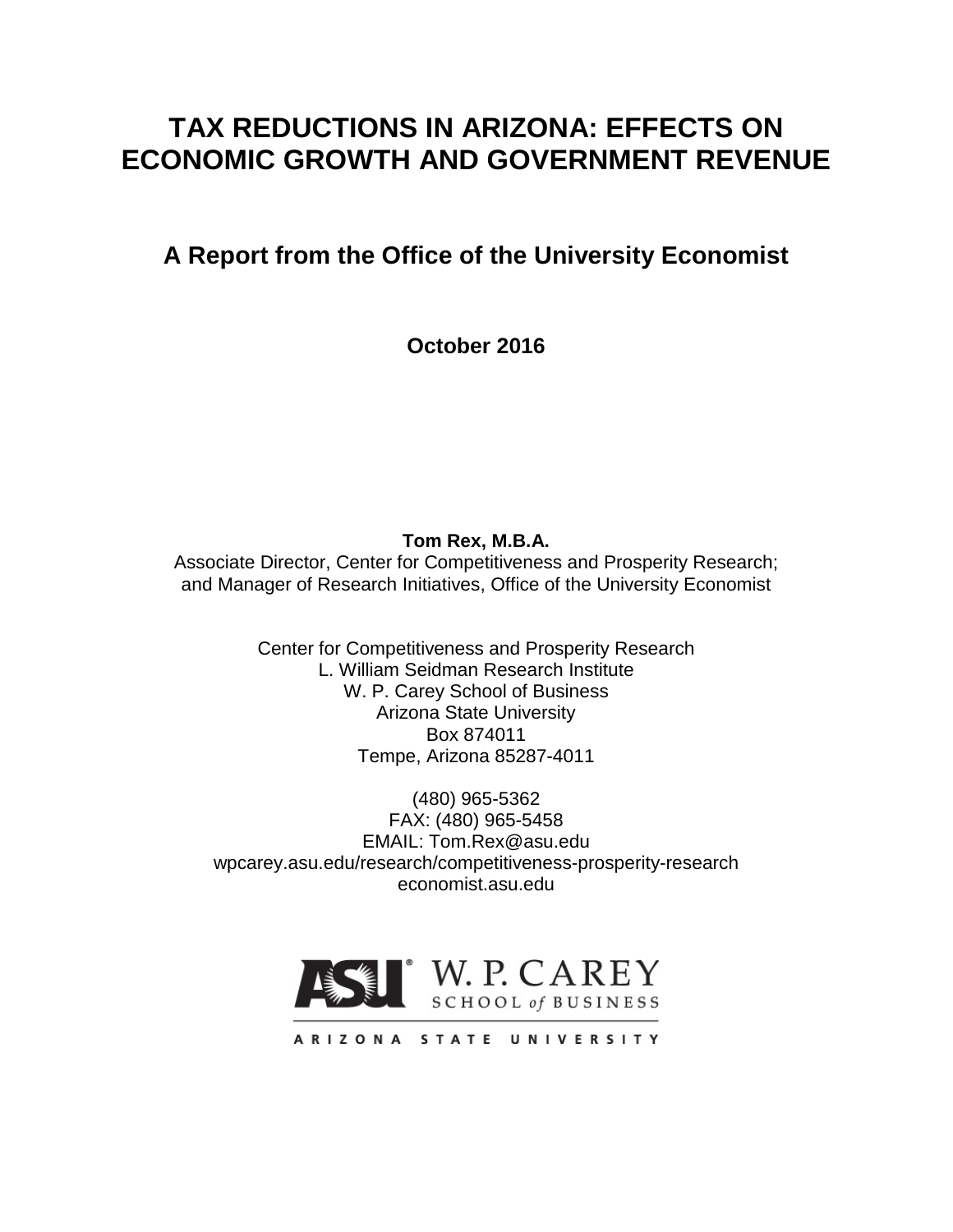# TAX REDUCTIONS IN ARIZONA: EFFECTS ON ECONOMIC GROWTH AND GOVERNMENT REVENUE

## A Report from the Office of the University Economist

**October 2016**

**Tom Rex, M.B.A.**
Associate Director, Center for Competitiveness and Prosperity Research;
and Manager of Research Initiatives, Office of the University Economist

Center for Competitiveness and Prosperity Research
L. William Seidman Research Institute
W. P. Carey School of Business
Arizona State University
Box 874011
Tempe, Arizona 85287-4011

(480) 965-5362
FAX: (480) 965-5458
EMAIL: Tom.Rex@asu.edu
wpcarey.asu.edu/research/competitiveness-prosperity-research
economist.asu.edu

ASU W. P. CAREY SCHOOL of BUSINESS
ARIZONA STATE UNIVERSITY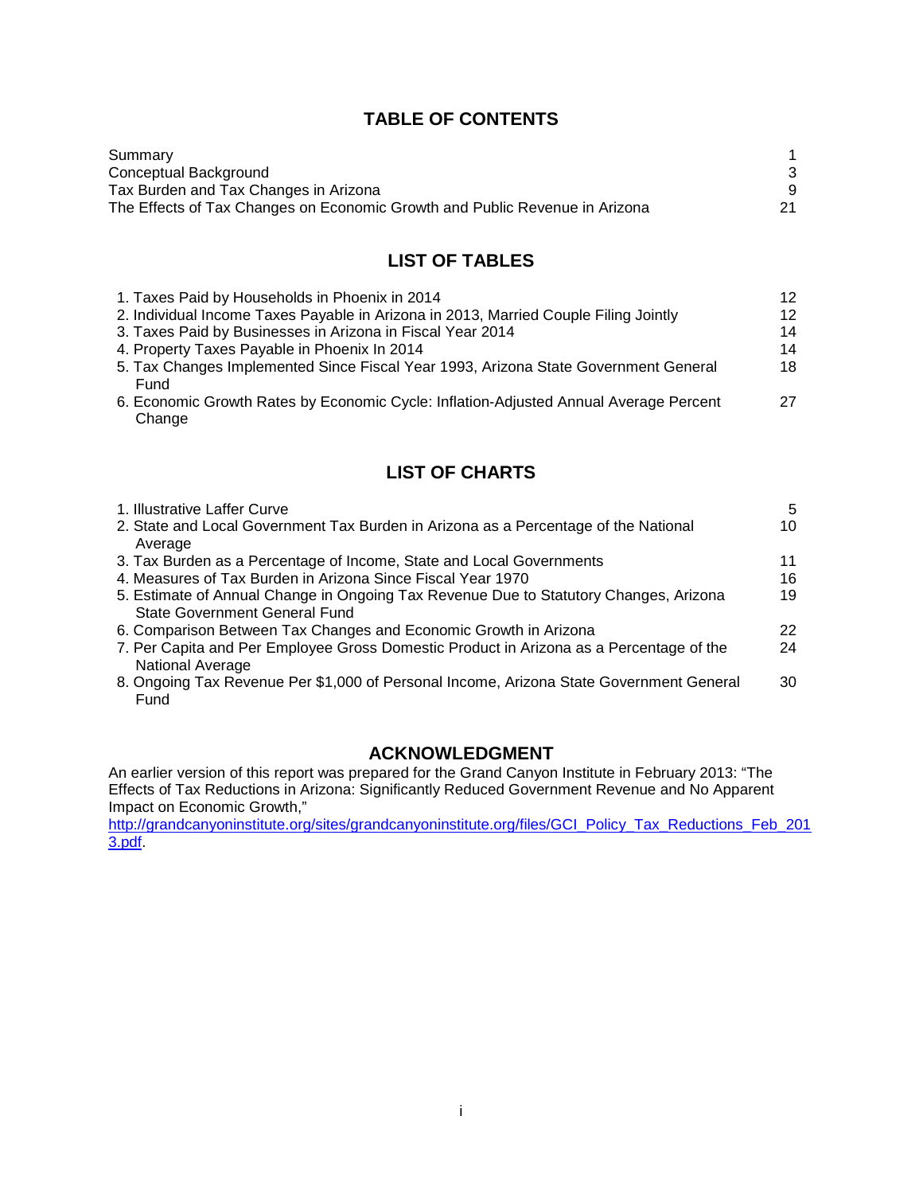## TABLE OF CONTENTS

| | |
|---|---|
| Summary | 1 |
| Conceptual Background | 3 |
| Tax Burden and Tax Changes in Arizona | 9 |
| The Effects of Tax Changes on Economic Growth and Public Revenue in Arizona | 21 |

## LIST OF TABLES

| | |
|---|---|
| 1. Taxes Paid by Households in Phoenix in 2014 | 12 |
| 2. Individual Income Taxes Payable in Arizona in 2013, Married Couple Filing Jointly | 12 |
| 3. Taxes Paid by Businesses in Arizona in Fiscal Year 2014 | 14 |
| 4. Property Taxes Payable in Phoenix In 2014 | 14 |
| 5. Tax Changes Implemented Since Fiscal Year 1993, Arizona State Government General Fund | 18 |
| 6. Economic Growth Rates by Economic Cycle: Inflation-Adjusted Annual Average Percent Change | 27 |

## LIST OF CHARTS

| | |
|---|---|
| 1. Illustrative Laffer Curve | 5 |
| 2. State and Local Government Tax Burden in Arizona as a Percentage of the National Average | 10 |
| 3. Tax Burden as a Percentage of Income, State and Local Governments | 11 |
| 4. Measures of Tax Burden in Arizona Since Fiscal Year 1970 | 16 |
| 5. Estimate of Annual Change in Ongoing Tax Revenue Due to Statutory Changes, Arizona State Government General Fund | 19 |
| 6. Comparison Between Tax Changes and Economic Growth in Arizona | 22 |
| 7. Per Capita and Per Employee Gross Domestic Product in Arizona as a Percentage of the National Average | 24 |
| 8. Ongoing Tax Revenue Per $1,000 of Personal Income, Arizona State Government General Fund | 30 |

## ACKNOWLEDGMENT

An earlier version of this report was prepared for the Grand Canyon Institute in February 2013: "The Effects of Tax Reductions in Arizona: Significantly Reduced Government Revenue and No Apparent Impact on Economic Growth," http://grandcanyoninstitute.org/sites/grandcanyoninstitute.org/files/GCI_Policy_Tax_Reductions_Feb_2013.pdf.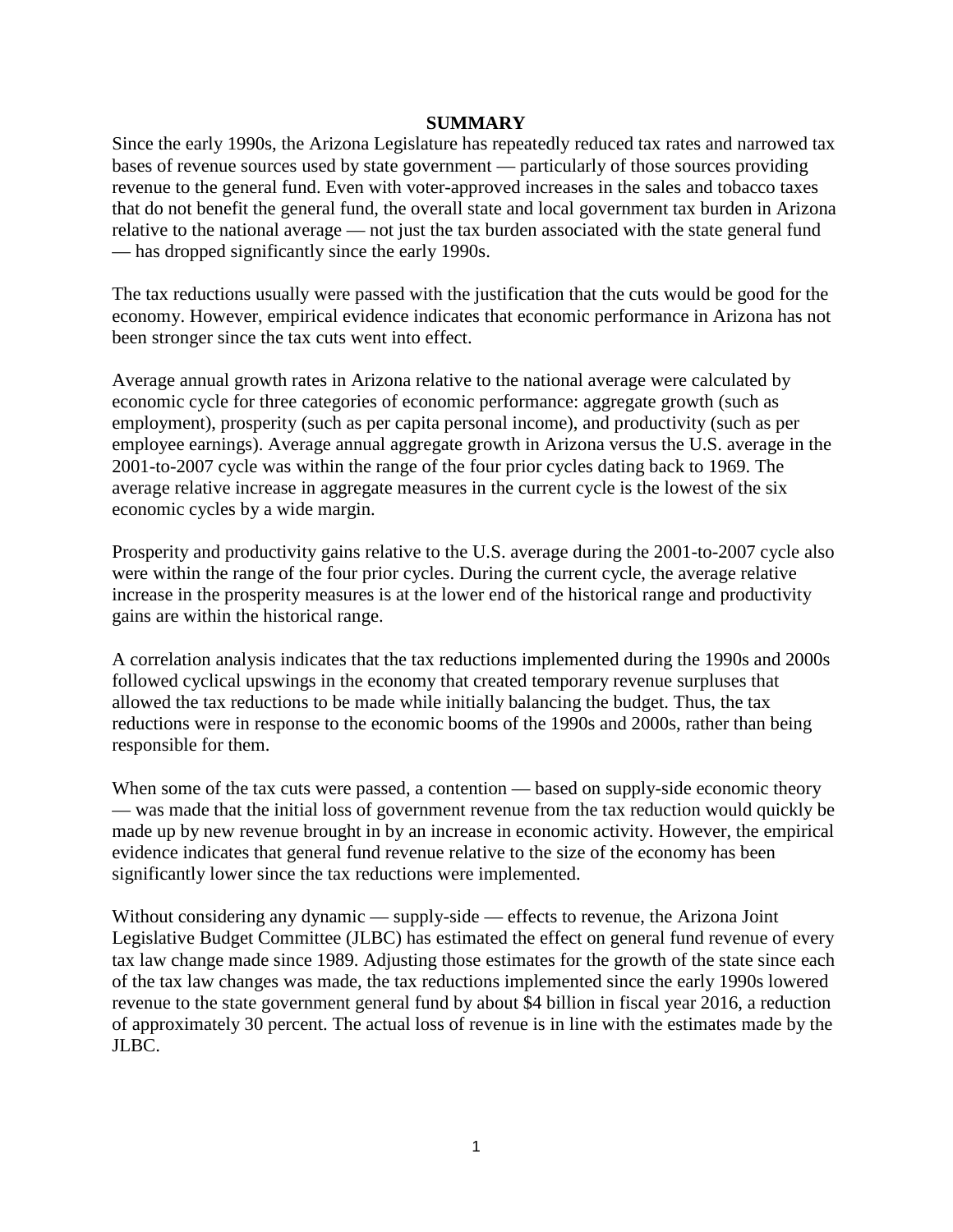## SUMMARY

Since the early 1990s, the Arizona Legislature has repeatedly reduced tax rates and narrowed tax bases of revenue sources used by state government — particularly of those sources providing revenue to the general fund. Even with voter-approved increases in the sales and tobacco taxes that do not benefit the general fund, the overall state and local government tax burden in Arizona relative to the national average — not just the tax burden associated with the state general fund — has dropped significantly since the early 1990s.

The tax reductions usually were passed with the justification that the cuts would be good for the economy. However, empirical evidence indicates that economic performance in Arizona has not been stronger since the tax cuts went into effect.

Average annual growth rates in Arizona relative to the national average were calculated by economic cycle for three categories of economic performance: aggregate growth (such as employment), prosperity (such as per capita personal income), and productivity (such as per employee earnings). Average annual aggregate growth in Arizona versus the U.S. average in the 2001-to-2007 cycle was within the range of the four prior cycles dating back to 1969. The average relative increase in aggregate measures in the current cycle is the lowest of the six economic cycles by a wide margin.

Prosperity and productivity gains relative to the U.S. average during the 2001-to-2007 cycle also were within the range of the four prior cycles. During the current cycle, the average relative increase in the prosperity measures is at the lower end of the historical range and productivity gains are within the historical range.

A correlation analysis indicates that the tax reductions implemented during the 1990s and 2000s followed cyclical upswings in the economy that created temporary revenue surpluses that allowed the tax reductions to be made while initially balancing the budget. Thus, the tax reductions were in response to the economic booms of the 1990s and 2000s, rather than being responsible for them.

When some of the tax cuts were passed, a contention — based on supply-side economic theory — was made that the initial loss of government revenue from the tax reduction would quickly be made up by new revenue brought in by an increase in economic activity. However, the empirical evidence indicates that general fund revenue relative to the size of the economy has been significantly lower since the tax reductions were implemented.

Without considering any dynamic — supply-side — effects to revenue, the Arizona Joint Legislative Budget Committee (JLBC) has estimated the effect on general fund revenue of every tax law change made since 1989. Adjusting those estimates for the growth of the state since each of the tax law changes was made, the tax reductions implemented since the early 1990s lowered revenue to the state government general fund by about $4 billion in fiscal year 2016, a reduction of approximately 30 percent. The actual loss of revenue is in line with the estimates made by the JLBC.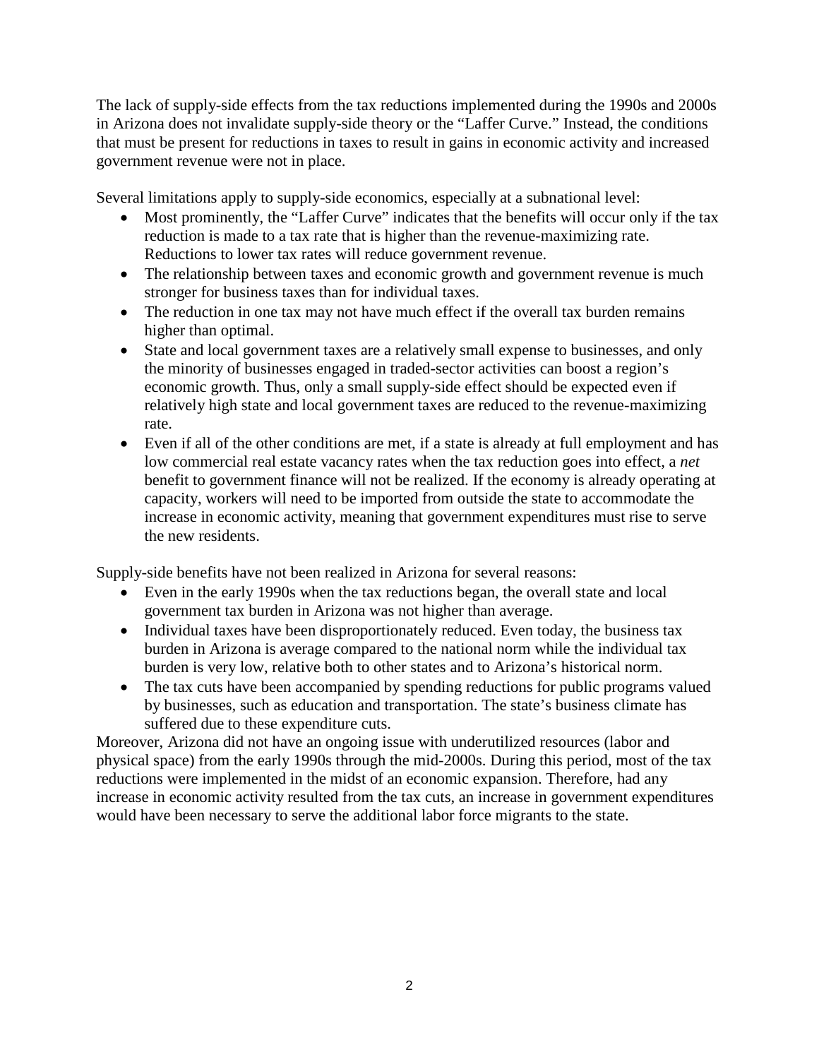The lack of supply-side effects from the tax reductions implemented during the 1990s and 2000s in Arizona does not invalidate supply-side theory or the "Laffer Curve." Instead, the conditions that must be present for reductions in taxes to result in gains in economic activity and increased government revenue were not in place.

Several limitations apply to supply-side economics, especially at a subnational level:

- Most prominently, the "Laffer Curve" indicates that the benefits will occur only if the tax reduction is made to a tax rate that is higher than the revenue-maximizing rate. Reductions to lower tax rates will reduce government revenue.
- The relationship between taxes and economic growth and government revenue is much stronger for business taxes than for individual taxes.
- The reduction in one tax may not have much effect if the overall tax burden remains higher than optimal.
- State and local government taxes are a relatively small expense to businesses, and only the minority of businesses engaged in traded-sector activities can boost a region's economic growth. Thus, only a small supply-side effect should be expected even if relatively high state and local government taxes are reduced to the revenue-maximizing rate.
- Even if all of the other conditions are met, if a state is already at full employment and has low commercial real estate vacancy rates when the tax reduction goes into effect, a *net* benefit to government finance will not be realized. If the economy is already operating at capacity, workers will need to be imported from outside the state to accommodate the increase in economic activity, meaning that government expenditures must rise to serve the new residents.

Supply-side benefits have not been realized in Arizona for several reasons:

- Even in the early 1990s when the tax reductions began, the overall state and local government tax burden in Arizona was not higher than average.
- Individual taxes have been disproportionately reduced. Even today, the business tax burden in Arizona is average compared to the national norm while the individual tax burden is very low, relative both to other states and to Arizona's historical norm.
- The tax cuts have been accompanied by spending reductions for public programs valued by businesses, such as education and transportation. The state's business climate has suffered due to these expenditure cuts.

Moreover, Arizona did not have an ongoing issue with underutilized resources (labor and physical space) from the early 1990s through the mid-2000s. During this period, most of the tax reductions were implemented in the midst of an economic expansion. Therefore, had any increase in economic activity resulted from the tax cuts, an increase in government expenditures would have been necessary to serve the additional labor force migrants to the state.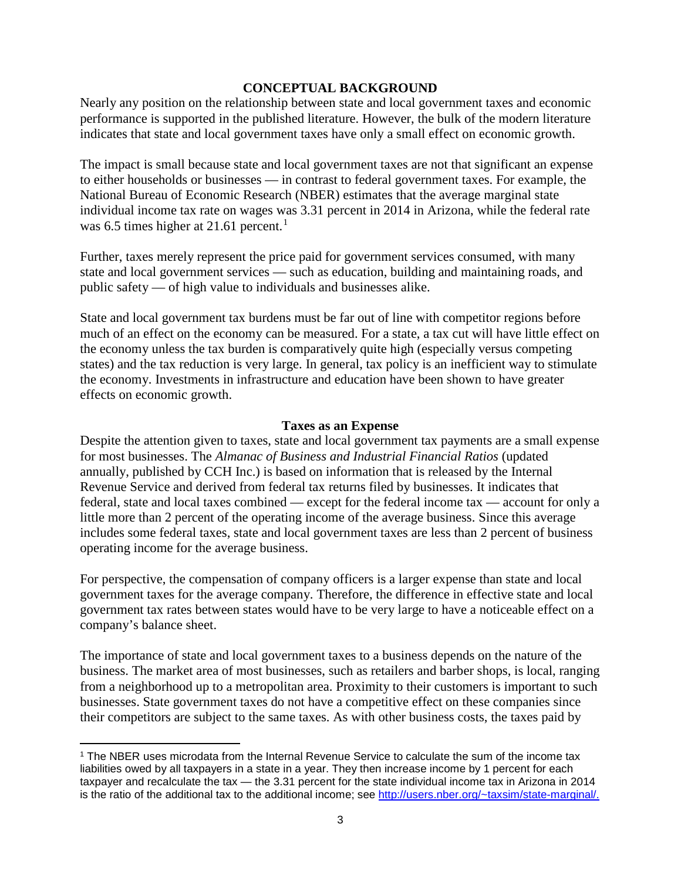## CONCEPTUAL BACKGROUND

Nearly any position on the relationship between state and local government taxes and economic performance is supported in the published literature. However, the bulk of the modern literature indicates that state and local government taxes have only a small effect on economic growth.

The impact is small because state and local government taxes are not that significant an expense to either households or businesses — in contrast to federal government taxes. For example, the National Bureau of Economic Research (NBER) estimates that the average marginal state individual income tax rate on wages was 3.31 percent in 2014 in Arizona, while the federal rate was 6.5 times higher at 21.61 percent.[1]

Further, taxes merely represent the price paid for government services consumed, with many state and local government services — such as education, building and maintaining roads, and public safety — of high value to individuals and businesses alike.

State and local government tax burdens must be far out of line with competitor regions before much of an effect on the economy can be measured. For a state, a tax cut will have little effect on the economy unless the tax burden is comparatively quite high (especially versus competing states) and the tax reduction is very large. In general, tax policy is an inefficient way to stimulate the economy. Investments in infrastructure and education have been shown to have greater effects on economic growth.

### Taxes as an Expense

Despite the attention given to taxes, state and local government tax payments are a small expense for most businesses. The *Almanac of Business and Industrial Financial Ratios* (updated annually, published by CCH Inc.) is based on information that is released by the Internal Revenue Service and derived from federal tax returns filed by businesses. It indicates that federal, state and local taxes combined — except for the federal income tax — account for only a little more than 2 percent of the operating income of the average business. Since this average includes some federal taxes, state and local government taxes are less than 2 percent of business operating income for the average business.

For perspective, the compensation of company officers is a larger expense than state and local government taxes for the average company. Therefore, the difference in effective state and local government tax rates between states would have to be very large to have a noticeable effect on a company's balance sheet.

The importance of state and local government taxes to a business depends on the nature of the business. The market area of most businesses, such as retailers and barber shops, is local, ranging from a neighborhood up to a metropolitan area. Proximity to their customers is important to such businesses. State government taxes do not have a competitive effect on these companies since their competitors are subject to the same taxes. As with other business costs, the taxes paid by

---

[1] The NBER uses microdata from the Internal Revenue Service to calculate the sum of the income tax liabilities owed by all taxpayers in a state in a year. They then increase income by 1 percent for each taxpayer and recalculate the tax — the 3.31 percent for the state individual income tax in Arizona in 2014 is the ratio of the additional tax to the additional income; see http://users.nber.org/~taxsim/state-marginal/.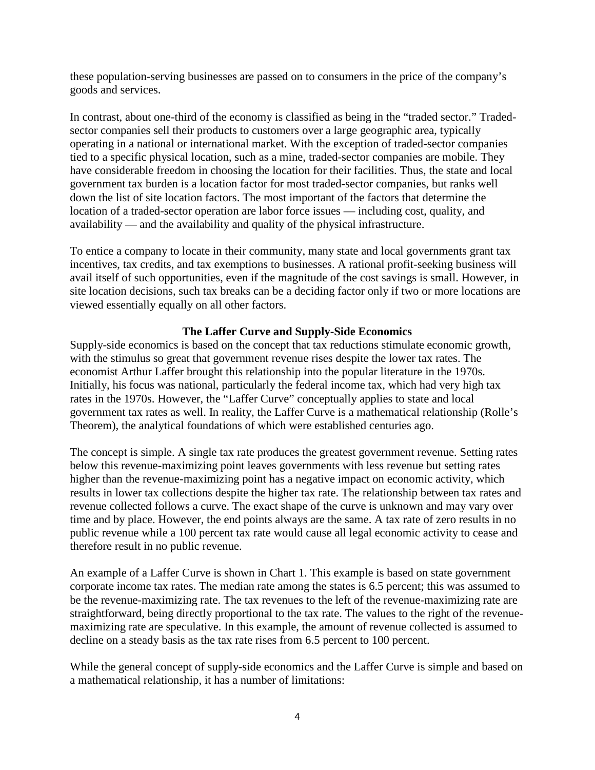these population-serving businesses are passed on to consumers in the price of the company's goods and services.

In contrast, about one-third of the economy is classified as being in the "traded sector." Traded-sector companies sell their products to customers over a large geographic area, typically operating in a national or international market. With the exception of traded-sector companies tied to a specific physical location, such as a mine, traded-sector companies are mobile. They have considerable freedom in choosing the location for their facilities. Thus, the state and local government tax burden is a location factor for most traded-sector companies, but ranks well down the list of site location factors. The most important of the factors that determine the location of a traded-sector operation are labor force issues — including cost, quality, and availability — and the availability and quality of the physical infrastructure.

To entice a company to locate in their community, many state and local governments grant tax incentives, tax credits, and tax exemptions to businesses. A rational profit-seeking business will avail itself of such opportunities, even if the magnitude of the cost savings is small. However, in site location decisions, such tax breaks can be a deciding factor only if two or more locations are viewed essentially equally on all other factors.

## The Laffer Curve and Supply-Side Economics

Supply-side economics is based on the concept that tax reductions stimulate economic growth, with the stimulus so great that government revenue rises despite the lower tax rates. The economist Arthur Laffer brought this relationship into the popular literature in the 1970s. Initially, his focus was national, particularly the federal income tax, which had very high tax rates in the 1970s. However, the "Laffer Curve" conceptually applies to state and local government tax rates as well. In reality, the Laffer Curve is a mathematical relationship (Rolle's Theorem), the analytical foundations of which were established centuries ago.

The concept is simple. A single tax rate produces the greatest government revenue. Setting rates below this revenue-maximizing point leaves governments with less revenue but setting rates higher than the revenue-maximizing point has a negative impact on economic activity, which results in lower tax collections despite the higher tax rate. The relationship between tax rates and revenue collected follows a curve. The exact shape of the curve is unknown and may vary over time and by place. However, the end points always are the same. A tax rate of zero results in no public revenue while a 100 percent tax rate would cause all legal economic activity to cease and therefore result in no public revenue.

An example of a Laffer Curve is shown in Chart 1. This example is based on state government corporate income tax rates. The median rate among the states is 6.5 percent; this was assumed to be the revenue-maximizing rate. The tax revenues to the left of the revenue-maximizing rate are straightforward, being directly proportional to the tax rate. The values to the right of the revenue-maximizing rate are speculative. In this example, the amount of revenue collected is assumed to decline on a steady basis as the tax rate rises from 6.5 percent to 100 percent.

While the general concept of supply-side economics and the Laffer Curve is simple and based on a mathematical relationship, it has a number of limitations: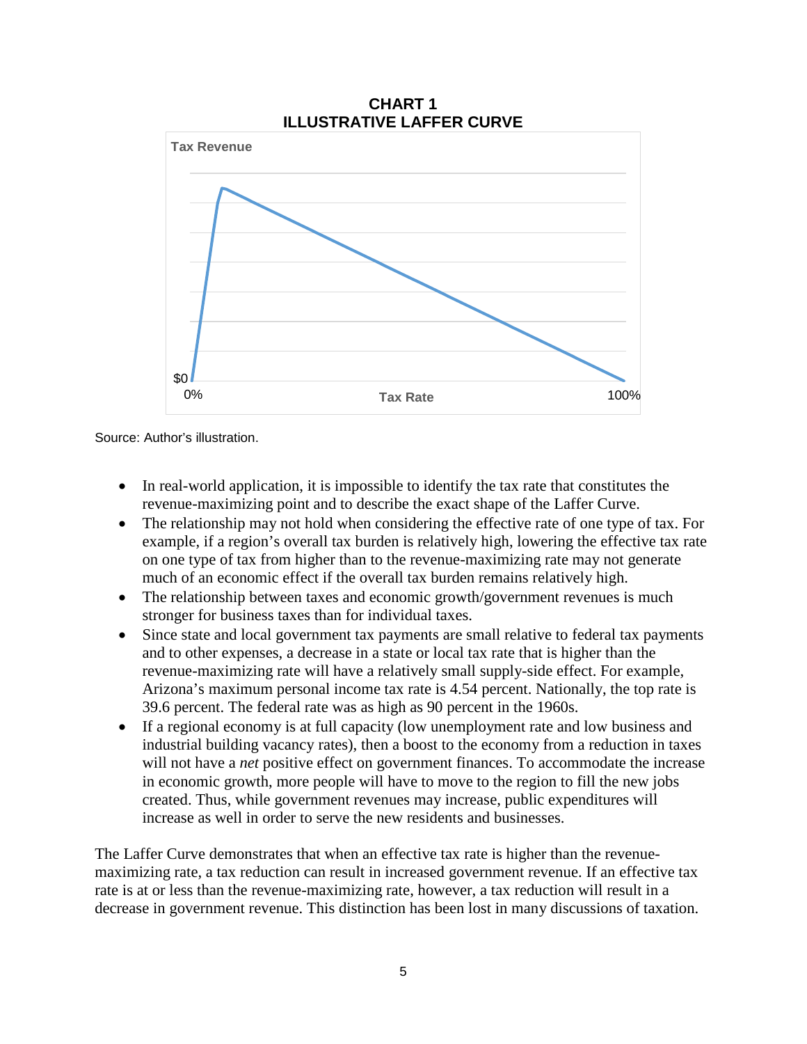**CHART 1**
**ILLUSTRATIVE LAFFER CURVE**

Source: Author's illustration.

- In real-world application, it is impossible to identify the tax rate that constitutes the revenue-maximizing point and to describe the exact shape of the Laffer Curve.
- The relationship may not hold when considering the effective rate of one type of tax. For example, if a region's overall tax burden is relatively high, lowering the effective tax rate on one type of tax from higher than to the revenue-maximizing rate may not generate much of an economic effect if the overall tax burden remains relatively high.
- The relationship between taxes and economic growth/government revenues is much stronger for business taxes than for individual taxes.
- Since state and local government tax payments are small relative to federal tax payments and to other expenses, a decrease in a state or local tax rate that is higher than the revenue-maximizing rate will have a relatively small supply-side effect. For example, Arizona's maximum personal income tax rate is 4.54 percent. Nationally, the top rate is 39.6 percent. The federal rate was as high as 90 percent in the 1960s.
- If a regional economy is at full capacity (low unemployment rate and low business and industrial building vacancy rates), then a boost to the economy from a reduction in taxes will not have a *net* positive effect on government finances. To accommodate the increase in economic growth, more people will have to move to the region to fill the new jobs created. Thus, while government revenues may increase, public expenditures will increase as well in order to serve the new residents and businesses.

The Laffer Curve demonstrates that when an effective tax rate is higher than the revenue-maximizing rate, a tax reduction can result in increased government revenue. If an effective tax rate is at or less than the revenue-maximizing rate, however, a tax reduction will result in a decrease in government revenue. This distinction has been lost in many discussions of taxation.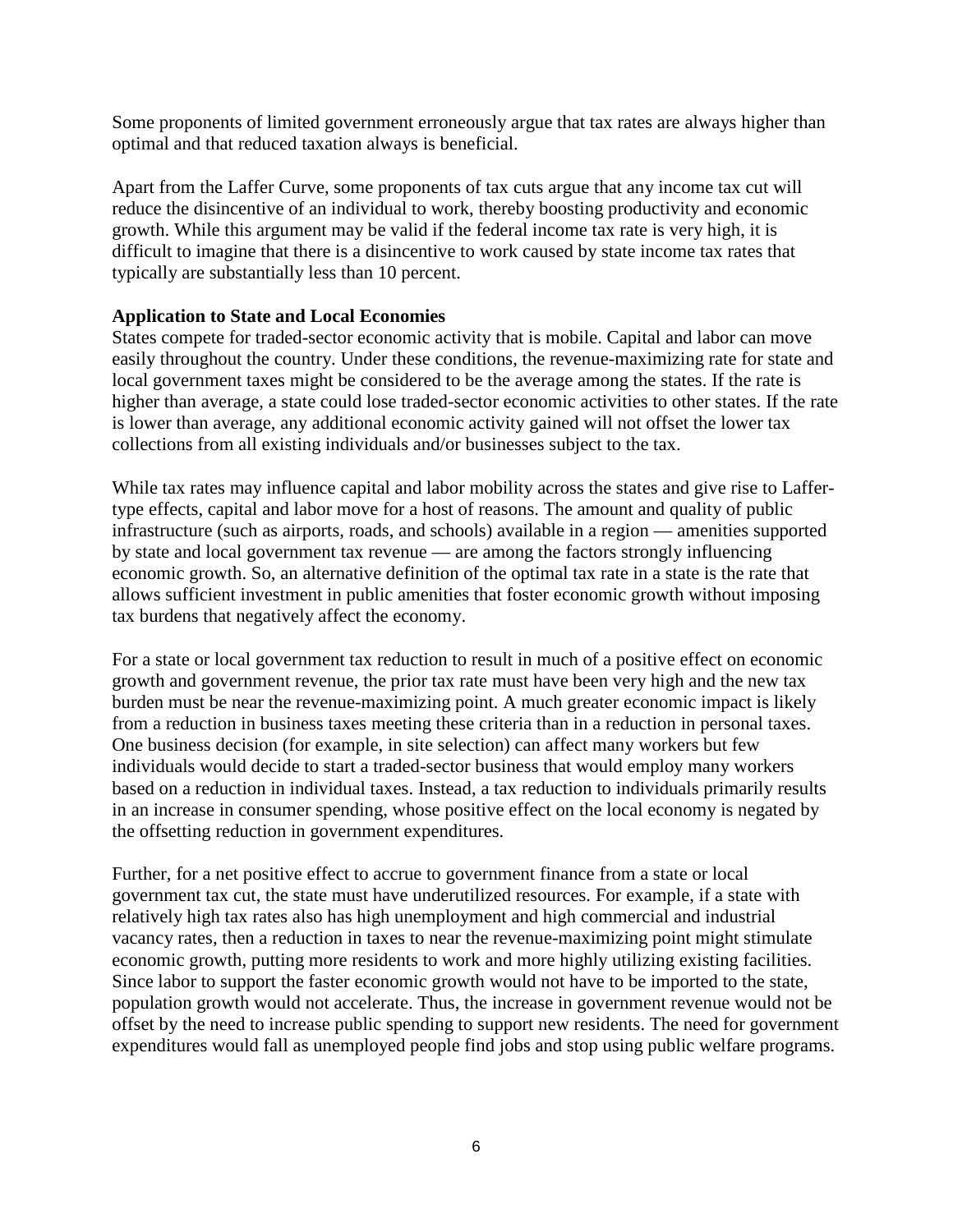Some proponents of limited government erroneously argue that tax rates are always higher than optimal and that reduced taxation always is beneficial.

Apart from the Laffer Curve, some proponents of tax cuts argue that any income tax cut will reduce the disincentive of an individual to work, thereby boosting productivity and economic growth. While this argument may be valid if the federal income tax rate is very high, it is difficult to imagine that there is a disincentive to work caused by state income tax rates that typically are substantially less than 10 percent.

**Application to State and Local Economies**

States compete for traded-sector economic activity that is mobile. Capital and labor can move easily throughout the country. Under these conditions, the revenue-maximizing rate for state and local government taxes might be considered to be the average among the states. If the rate is higher than average, a state could lose traded-sector economic activities to other states. If the rate is lower than average, any additional economic activity gained will not offset the lower tax collections from all existing individuals and/or businesses subject to the tax.

While tax rates may influence capital and labor mobility across the states and give rise to Laffer-type effects, capital and labor move for a host of reasons. The amount and quality of public infrastructure (such as airports, roads, and schools) available in a region — amenities supported by state and local government tax revenue — are among the factors strongly influencing economic growth. So, an alternative definition of the optimal tax rate in a state is the rate that allows sufficient investment in public amenities that foster economic growth without imposing tax burdens that negatively affect the economy.

For a state or local government tax reduction to result in much of a positive effect on economic growth and government revenue, the prior tax rate must have been very high and the new tax burden must be near the revenue-maximizing point. A much greater economic impact is likely from a reduction in business taxes meeting these criteria than in a reduction in personal taxes. One business decision (for example, in site selection) can affect many workers but few individuals would decide to start a traded-sector business that would employ many workers based on a reduction in individual taxes. Instead, a tax reduction to individuals primarily results in an increase in consumer spending, whose positive effect on the local economy is negated by the offsetting reduction in government expenditures.

Further, for a net positive effect to accrue to government finance from a state or local government tax cut, the state must have underutilized resources. For example, if a state with relatively high tax rates also has high unemployment and high commercial and industrial vacancy rates, then a reduction in taxes to near the revenue-maximizing point might stimulate economic growth, putting more residents to work and more highly utilizing existing facilities. Since labor to support the faster economic growth would not have to be imported to the state, population growth would not accelerate. Thus, the increase in government revenue would not be offset by the need to increase public spending to support new residents. The need for government expenditures would fall as unemployed people find jobs and stop using public welfare programs.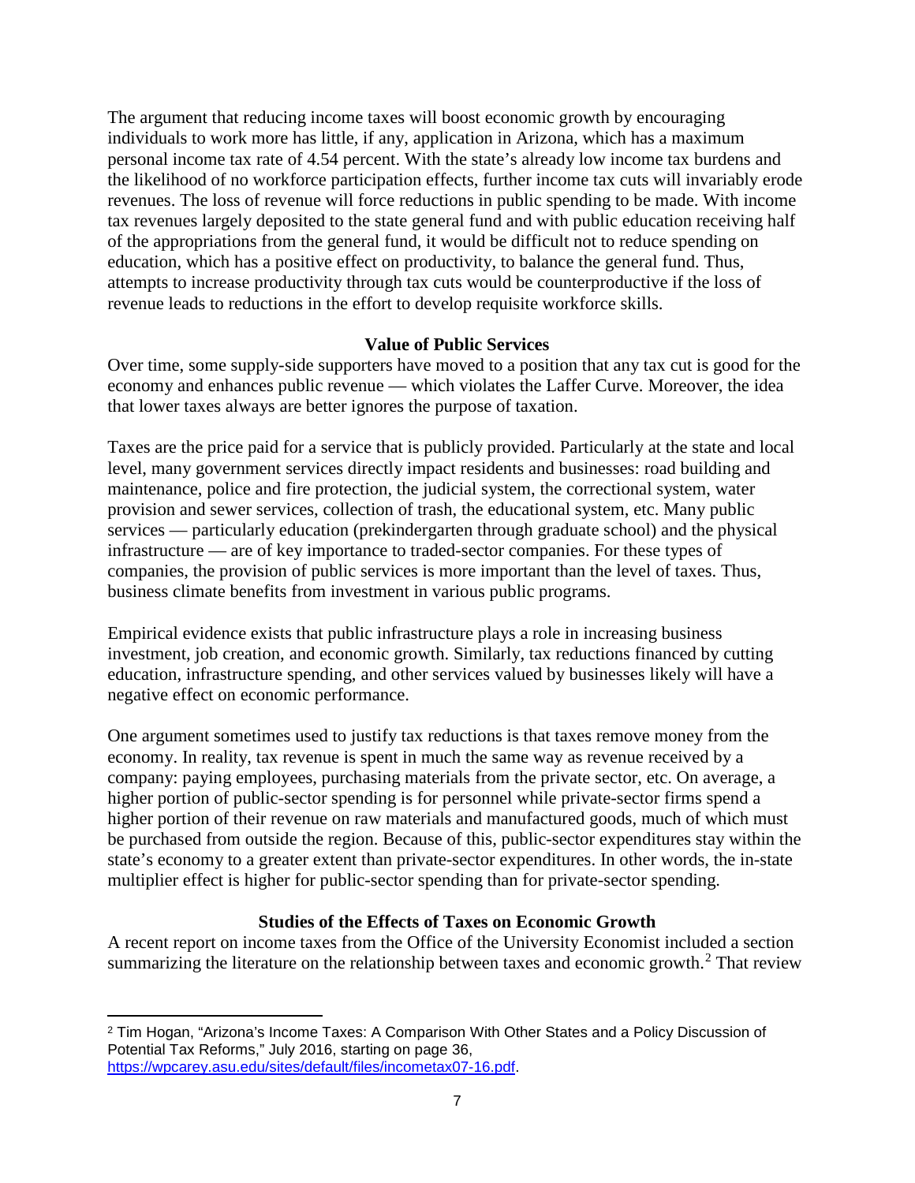The argument that reducing income taxes will boost economic growth by encouraging individuals to work more has little, if any, application in Arizona, which has a maximum personal income tax rate of 4.54 percent. With the state's already low income tax burdens and the likelihood of no workforce participation effects, further income tax cuts will invariably erode revenues. The loss of revenue will force reductions in public spending to be made. With income tax revenues largely deposited to the state general fund and with public education receiving half of the appropriations from the general fund, it would be difficult not to reduce spending on education, which has a positive effect on productivity, to balance the general fund. Thus, attempts to increase productivity through tax cuts would be counterproductive if the loss of revenue leads to reductions in the effort to develop requisite workforce skills.

## Value of Public Services

Over time, some supply-side supporters have moved to a position that any tax cut is good for the economy and enhances public revenue — which violates the Laffer Curve. Moreover, the idea that lower taxes always are better ignores the purpose of taxation.

Taxes are the price paid for a service that is publicly provided. Particularly at the state and local level, many government services directly impact residents and businesses: road building and maintenance, police and fire protection, the judicial system, the correctional system, water provision and sewer services, collection of trash, the educational system, etc. Many public services — particularly education (prekindergarten through graduate school) and the physical infrastructure — are of key importance to traded-sector companies. For these types of companies, the provision of public services is more important than the level of taxes. Thus, business climate benefits from investment in various public programs.

Empirical evidence exists that public infrastructure plays a role in increasing business investment, job creation, and economic growth. Similarly, tax reductions financed by cutting education, infrastructure spending, and other services valued by businesses likely will have a negative effect on economic performance.

One argument sometimes used to justify tax reductions is that taxes remove money from the economy. In reality, tax revenue is spent in much the same way as revenue received by a company: paying employees, purchasing materials from the private sector, etc. On average, a higher portion of public-sector spending is for personnel while private-sector firms spend a higher portion of their revenue on raw materials and manufactured goods, much of which must be purchased from outside the region. Because of this, public-sector expenditures stay within the state's economy to a greater extent than private-sector expenditures. In other words, the in-state multiplier effect is higher for public-sector spending than for private-sector spending.

## Studies of the Effects of Taxes on Economic Growth

A recent report on income taxes from the Office of the University Economist included a section summarizing the literature on the relationship between taxes and economic growth.[2] That review

---

[2] Tim Hogan, "Arizona's Income Taxes: A Comparison With Other States and a Policy Discussion of Potential Tax Reforms," July 2016, starting on page 36, https://wpcarey.asu.edu/sites/default/files/incometax07-16.pdf.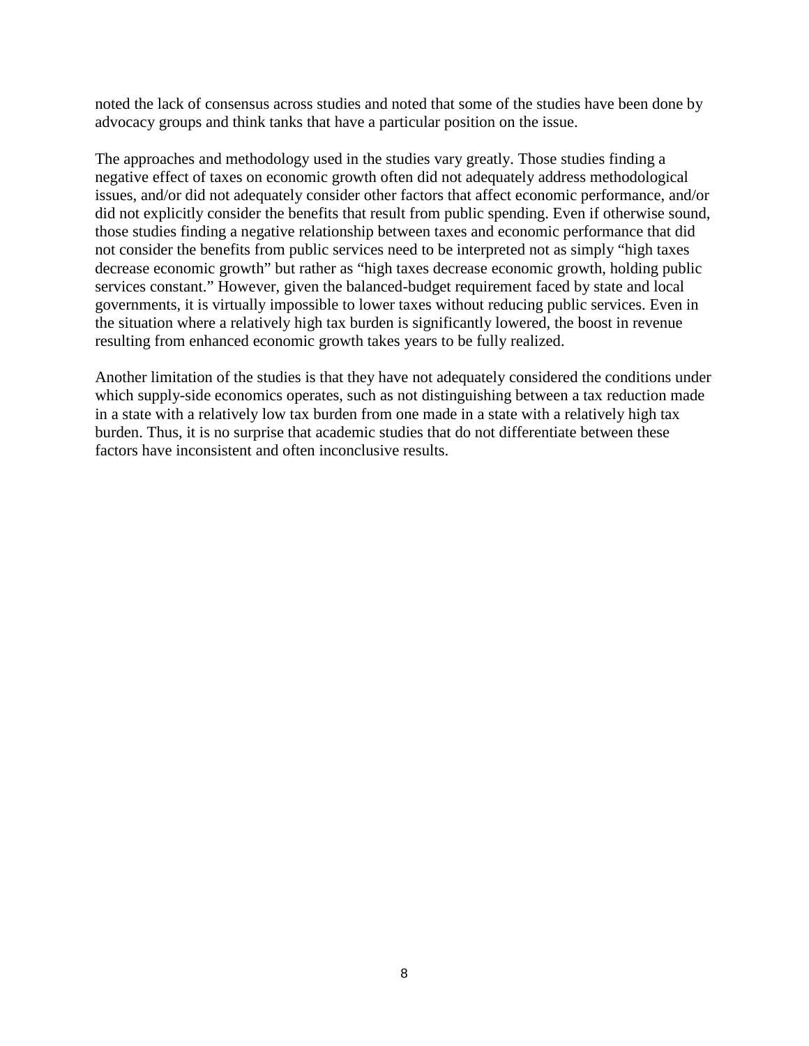noted the lack of consensus across studies and noted that some of the studies have been done by advocacy groups and think tanks that have a particular position on the issue.

The approaches and methodology used in the studies vary greatly. Those studies finding a negative effect of taxes on economic growth often did not adequately address methodological issues, and/or did not adequately consider other factors that affect economic performance, and/or did not explicitly consider the benefits that result from public spending. Even if otherwise sound, those studies finding a negative relationship between taxes and economic performance that did not consider the benefits from public services need to be interpreted not as simply "high taxes decrease economic growth" but rather as "high taxes decrease economic growth, holding public services constant." However, given the balanced-budget requirement faced by state and local governments, it is virtually impossible to lower taxes without reducing public services. Even in the situation where a relatively high tax burden is significantly lowered, the boost in revenue resulting from enhanced economic growth takes years to be fully realized.

Another limitation of the studies is that they have not adequately considered the conditions under which supply-side economics operates, such as not distinguishing between a tax reduction made in a state with a relatively low tax burden from one made in a state with a relatively high tax burden. Thus, it is no surprise that academic studies that do not differentiate between these factors have inconsistent and often inconclusive results.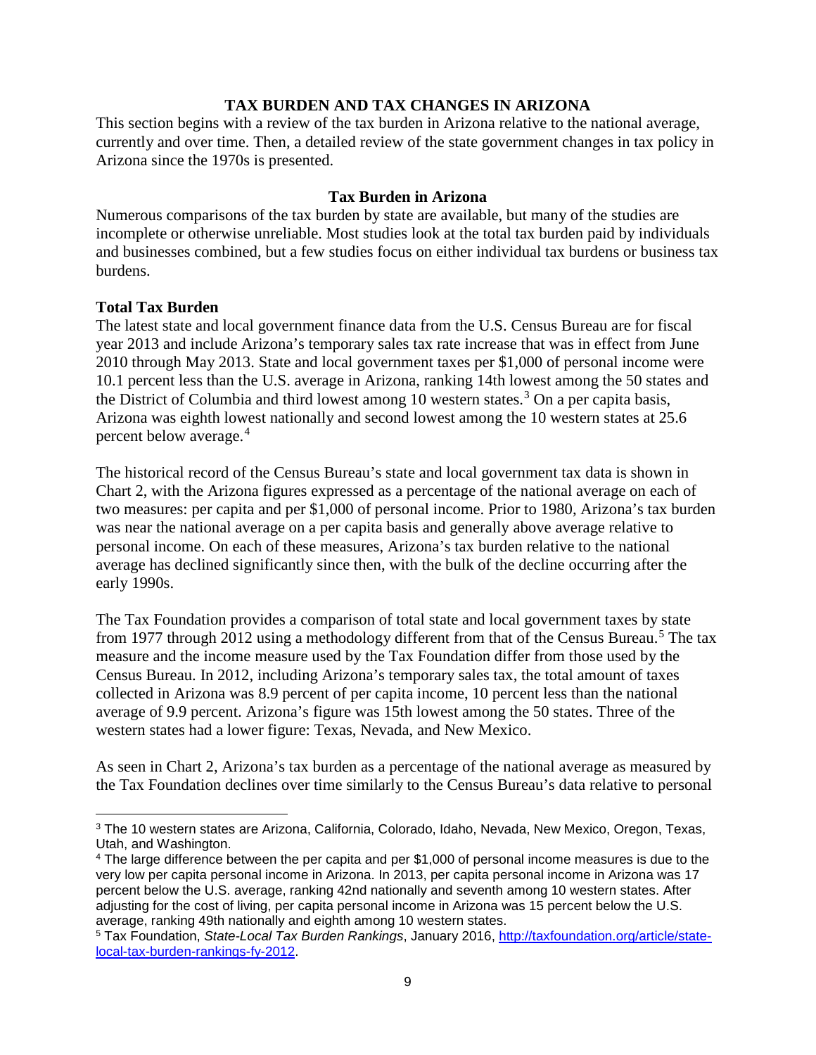## TAX BURDEN AND TAX CHANGES IN ARIZONA

This section begins with a review of the tax burden in Arizona relative to the national average, currently and over time. Then, a detailed review of the state government changes in tax policy in Arizona since the 1970s is presented.

### Tax Burden in Arizona

Numerous comparisons of the tax burden by state are available, but many of the studies are incomplete or otherwise unreliable. Most studies look at the total tax burden paid by individuals and businesses combined, but a few studies focus on either individual tax burdens or business tax burdens.

**Total Tax Burden**

The latest state and local government finance data from the U.S. Census Bureau are for fiscal year 2013 and include Arizona's temporary sales tax rate increase that was in effect from June 2010 through May 2013. State and local government taxes per $1,000 of personal income were 10.1 percent less than the U.S. average in Arizona, ranking 14th lowest among the 50 states and the District of Columbia and third lowest among 10 western states.[3] On a per capita basis, Arizona was eighth lowest nationally and second lowest among the 10 western states at 25.6 percent below average.[4]

The historical record of the Census Bureau's state and local government tax data is shown in Chart 2, with the Arizona figures expressed as a percentage of the national average on each of two measures: per capita and per $1,000 of personal income. Prior to 1980, Arizona's tax burden was near the national average on a per capita basis and generally above average relative to personal income. On each of these measures, Arizona's tax burden relative to the national average has declined significantly since then, with the bulk of the decline occurring after the early 1990s.

The Tax Foundation provides a comparison of total state and local government taxes by state from 1977 through 2012 using a methodology different from that of the Census Bureau.[5] The tax measure and the income measure used by the Tax Foundation differ from those used by the Census Bureau. In 2012, including Arizona's temporary sales tax, the total amount of taxes collected in Arizona was 8.9 percent of per capita income, 10 percent less than the national average of 9.9 percent. Arizona's figure was 15th lowest among the 50 states. Three of the western states had a lower figure: Texas, Nevada, and New Mexico.

As seen in Chart 2, Arizona's tax burden as a percentage of the national average as measured by the Tax Foundation declines over time similarly to the Census Bureau's data relative to personal

---

[3] The 10 western states are Arizona, California, Colorado, Idaho, Nevada, New Mexico, Oregon, Texas, Utah, and Washington.

[4] The large difference between the per capita and per $1,000 of personal income measures is due to the very low per capita personal income in Arizona. In 2013, per capita personal income in Arizona was 17 percent below the U.S. average, ranking 42nd nationally and seventh among 10 western states. After adjusting for the cost of living, per capita personal income in Arizona was 15 percent below the U.S. average, ranking 49th nationally and eighth among 10 western states.

[5] Tax Foundation, *State-Local Tax Burden Rankings*, January 2016, http://taxfoundation.org/article/state-local-tax-burden-rankings-fy-2012.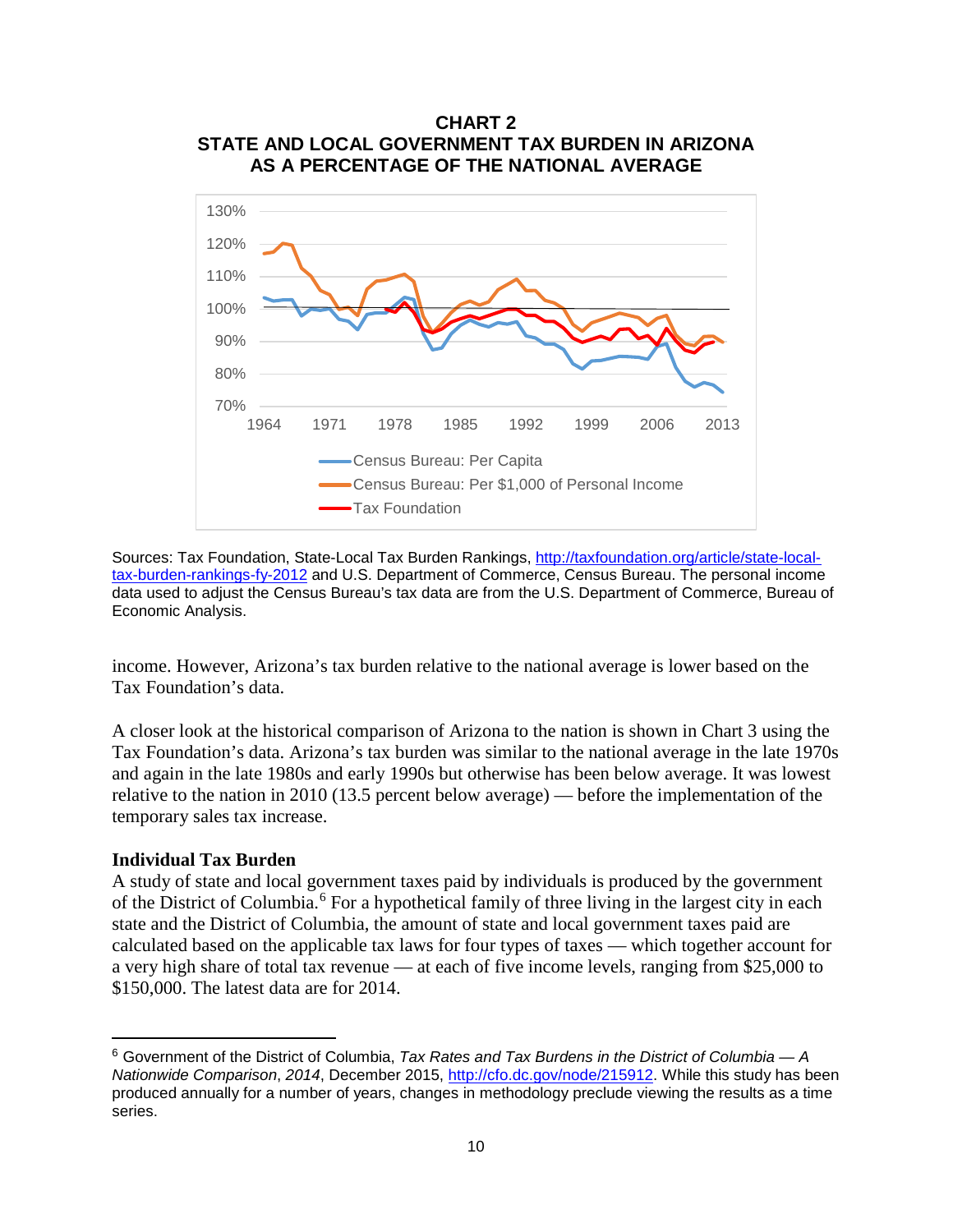**CHART 2**
**STATE AND LOCAL GOVERNMENT TAX BURDEN IN ARIZONA AS A PERCENTAGE OF THE NATIONAL AVERAGE**

Sources: Tax Foundation, State-Local Tax Burden Rankings, http://taxfoundation.org/article/state-local-tax-burden-rankings-fy-2012 and U.S. Department of Commerce, Census Bureau. The personal income data used to adjust the Census Bureau's tax data are from the U.S. Department of Commerce, Bureau of Economic Analysis.

income. However, Arizona's tax burden relative to the national average is lower based on the Tax Foundation's data.

A closer look at the historical comparison of Arizona to the nation is shown in Chart 3 using the Tax Foundation's data. Arizona's tax burden was similar to the national average in the late 1970s and again in the late 1980s and early 1990s but otherwise has been below average. It was lowest relative to the nation in 2010 (13.5 percent below average) — before the implementation of the temporary sales tax increase.

**Individual Tax Burden**

A study of state and local government taxes paid by individuals is produced by the government of the District of Columbia.[6] For a hypothetical family of three living in the largest city in each state and the District of Columbia, the amount of state and local government taxes paid are calculated based on the applicable tax laws for four types of taxes — which together account for a very high share of total tax revenue — at each of five income levels, ranging from $25,000 to $150,000. The latest data are for 2014.

[6] Government of the District of Columbia, *Tax Rates and Tax Burdens in the District of Columbia — A Nationwide Comparison*, *2014*, December 2015, http://cfo.dc.gov/node/215912. While this study has been produced annually for a number of years, changes in methodology preclude viewing the results as a time series.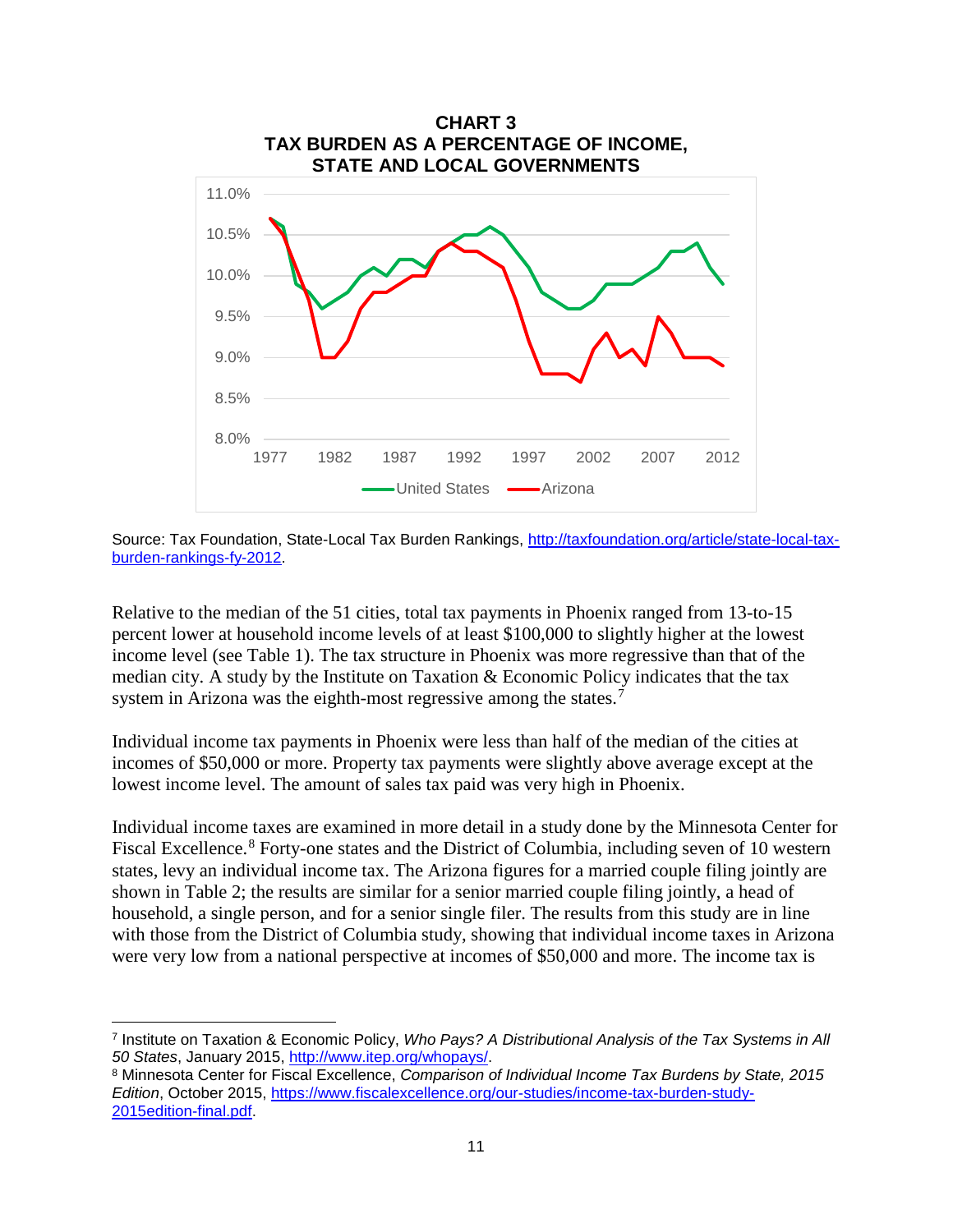**CHART 3**
**TAX BURDEN AS A PERCENTAGE OF INCOME, STATE AND LOCAL GOVERNMENTS**

Source: Tax Foundation, State-Local Tax Burden Rankings, http://taxfoundation.org/article/state-local-tax-burden-rankings-fy-2012.

Relative to the median of the 51 cities, total tax payments in Phoenix ranged from 13-to-15 percent lower at household income levels of at least $100,000 to slightly higher at the lowest income level (see Table 1). The tax structure in Phoenix was more regressive than that of the median city. A study by the Institute on Taxation & Economic Policy indicates that the tax system in Arizona was the eighth-most regressive among the states.[7]

Individual income tax payments in Phoenix were less than half of the median of the cities at incomes of $50,000 or more. Property tax payments were slightly above average except at the lowest income level. The amount of sales tax paid was very high in Phoenix.

Individual income taxes are examined in more detail in a study done by the Minnesota Center for Fiscal Excellence.[8] Forty-one states and the District of Columbia, including seven of 10 western states, levy an individual income tax. The Arizona figures for a married couple filing jointly are shown in Table 2; the results are similar for a senior married couple filing jointly, a head of household, a single person, and for a senior single filer. The results from this study are in line with those from the District of Columbia study, showing that individual income taxes in Arizona were very low from a national perspective at incomes of $50,000 and more. The income tax is

[7] Institute on Taxation & Economic Policy, *Who Pays? A Distributional Analysis of the Tax Systems in All 50 States*, January 2015, http://www.itep.org/whopays/.

[8] Minnesota Center for Fiscal Excellence, *Comparison of Individual Income Tax Burdens by State, 2015 Edition*, October 2015, https://www.fiscalexcellence.org/our-studies/income-tax-burden-study-2015edition-final.pdf.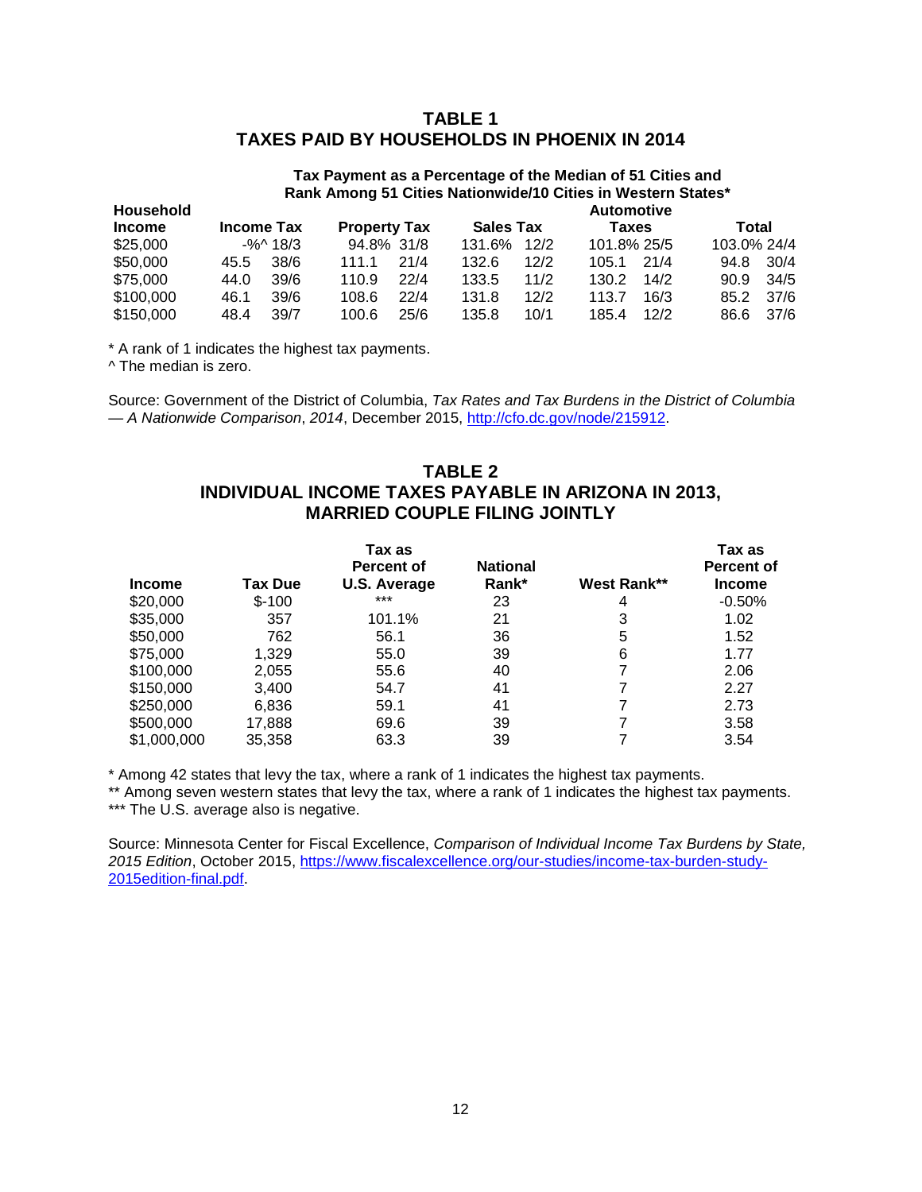## TABLE 1
## TAXES PAID BY HOUSEHOLDS IN PHOENIX IN 2014

**Tax Payment as a Percentage of the Median of 51 Cities and Rank Among 51 Cities Nationwide/10 Cities in Western States***

| Household Income | Income Tax | | Property Tax | | Sales Tax | | Automotive Taxes | | Total | |
|---|---|---|---|---|---|---|---|---|---|---|
| $25,000 | -%^ | 18/3 | 94.8% | 31/8 | 131.6% | 12/2 | 101.8% | 25/5 | 103.0% | 24/4 |
| $50,000 | 45.5 | 38/6 | 111.1 | 21/4 | 132.6 | 12/2 | 105.1 | 21/4 | 94.8 | 30/4 |
| $75,000 | 44.0 | 39/6 | 110.9 | 22/4 | 133.5 | 11/2 | 130.2 | 14/2 | 90.9 | 34/5 |
| $100,000 | 46.1 | 39/6 | 108.6 | 22/4 | 131.8 | 12/2 | 113.7 | 16/3 | 85.2 | 37/6 |
| $150,000 | 48.4 | 39/7 | 100.6 | 25/6 | 135.8 | 10/1 | 185.4 | 12/2 | 86.6 | 37/6 |

* A rank of 1 indicates the highest tax payments.
^ The median is zero.

Source: Government of the District of Columbia, *Tax Rates and Tax Burdens in the District of Columbia — A Nationwide Comparison*, *2014*, December 2015, http://cfo.dc.gov/node/215912.

## TABLE 2
## INDIVIDUAL INCOME TAXES PAYABLE IN ARIZONA IN 2013, MARRIED COUPLE FILING JOINTLY

| Income | Tax Due | Tax as Percent of U.S. Average | National Rank* | West Rank** | Tax as Percent of Income |
|---|---|---|---|---|---|
| $20,000 | $-100 | *** | 23 | 4 | -0.50% |
| $35,000 | 357 | 101.1% | 21 | 3 | 1.02 |
| $50,000 | 762 | 56.1 | 36 | 5 | 1.52 |
| $75,000 | 1,329 | 55.0 | 39 | 6 | 1.77 |
| $100,000 | 2,055 | 55.6 | 40 | 7 | 2.06 |
| $150,000 | 3,400 | 54.7 | 41 | 7 | 2.27 |
| $250,000 | 6,836 | 59.1 | 41 | 7 | 2.73 |
| $500,000 | 17,888 | 69.6 | 39 | 7 | 3.58 |
| $1,000,000 | 35,358 | 63.3 | 39 | 7 | 3.54 |

* Among 42 states that levy the tax, where a rank of 1 indicates the highest tax payments.
** Among seven western states that levy the tax, where a rank of 1 indicates the highest tax payments.
*** The U.S. average also is negative.

Source: Minnesota Center for Fiscal Excellence, *Comparison of Individual Income Tax Burdens by State, 2015 Edition*, October 2015, https://www.fiscalexcellence.org/our-studies/income-tax-burden-study-2015edition-final.pdf.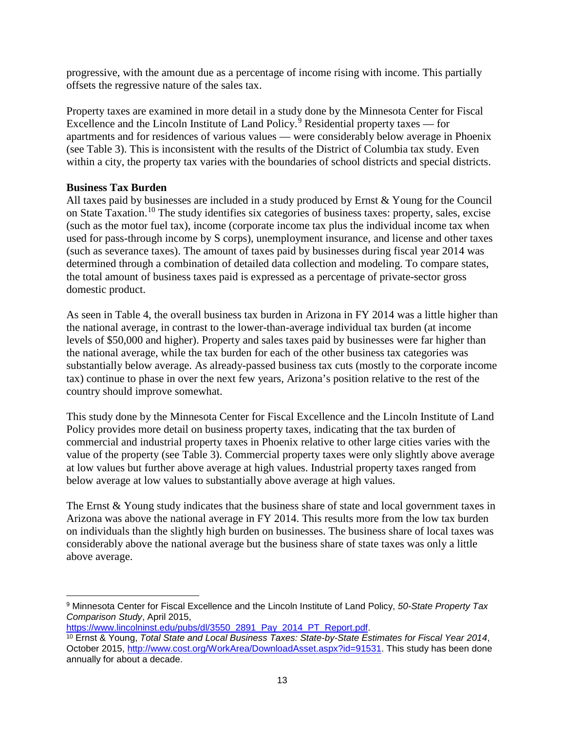progressive, with the amount due as a percentage of income rising with income. This partially offsets the regressive nature of the sales tax.

Property taxes are examined in more detail in a study done by the Minnesota Center for Fiscal Excellence and the Lincoln Institute of Land Policy.[9] Residential property taxes — for apartments and for residences of various values — were considerably below average in Phoenix (see Table 3). This is inconsistent with the results of the District of Columbia tax study. Even within a city, the property tax varies with the boundaries of school districts and special districts.

**Business Tax Burden**

All taxes paid by businesses are included in a study produced by Ernst & Young for the Council on State Taxation.[10] The study identifies six categories of business taxes: property, sales, excise (such as the motor fuel tax), income (corporate income tax plus the individual income tax when used for pass-through income by S corps), unemployment insurance, and license and other taxes (such as severance taxes). The amount of taxes paid by businesses during fiscal year 2014 was determined through a combination of detailed data collection and modeling. To compare states, the total amount of business taxes paid is expressed as a percentage of private-sector gross domestic product.

As seen in Table 4, the overall business tax burden in Arizona in FY 2014 was a little higher than the national average, in contrast to the lower-than-average individual tax burden (at income levels of $50,000 and higher). Property and sales taxes paid by businesses were far higher than the national average, while the tax burden for each of the other business tax categories was substantially below average. As already-passed business tax cuts (mostly to the corporate income tax) continue to phase in over the next few years, Arizona's position relative to the rest of the country should improve somewhat.

This study done by the Minnesota Center for Fiscal Excellence and the Lincoln Institute of Land Policy provides more detail on business property taxes, indicating that the tax burden of commercial and industrial property taxes in Phoenix relative to other large cities varies with the value of the property (see Table 3). Commercial property taxes were only slightly above average at low values but further above average at high values. Industrial property taxes ranged from below average at low values to substantially above average at high values.

The Ernst & Young study indicates that the business share of state and local government taxes in Arizona was above the national average in FY 2014. This results more from the low tax burden on individuals than the slightly high burden on businesses. The business share of local taxes was considerably above the national average but the business share of state taxes was only a little above average.

---

[9] Minnesota Center for Fiscal Excellence and the Lincoln Institute of Land Policy, *50-State Property Tax Comparison Study*, April 2015, https://www.lincolninst.edu/pubs/dl/3550_2891_Pay_2014_PT_Report.pdf.

[10] Ernst & Young, *Total State and Local Business Taxes: State-by-State Estimates for Fiscal Year 2014*, October 2015, http://www.cost.org/WorkArea/DownloadAsset.aspx?id=91531. This study has been done annually for about a decade.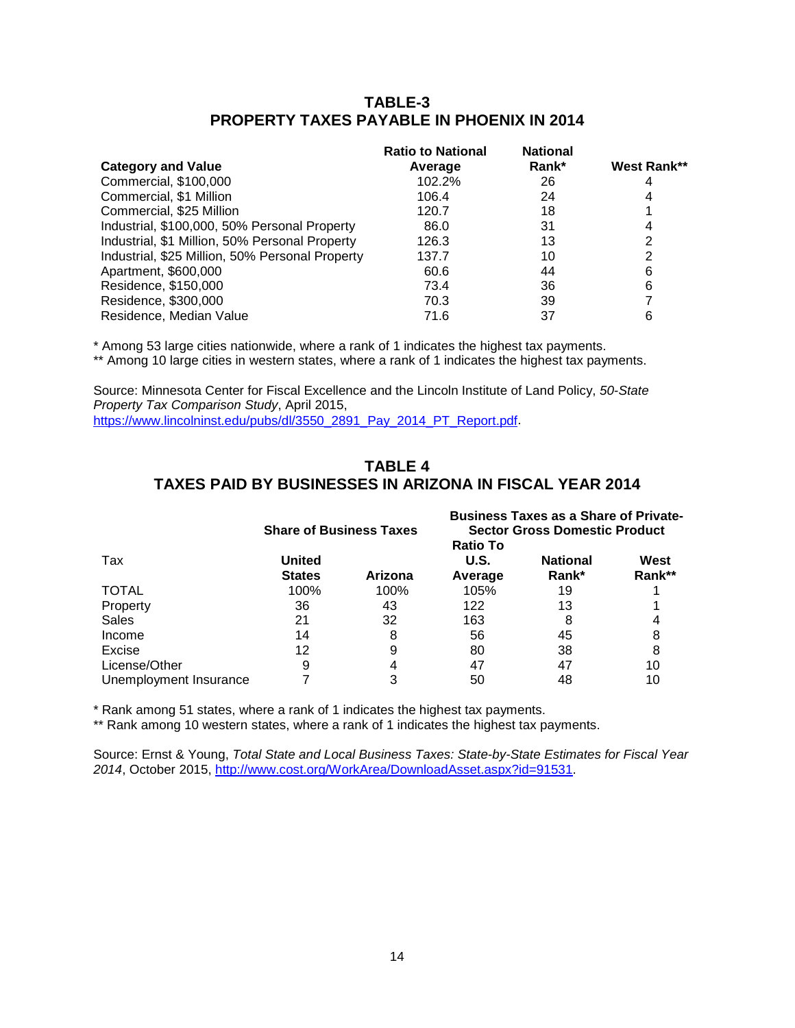## TABLE-3
## PROPERTY TAXES PAYABLE IN PHOENIX IN 2014

| Category and Value | Ratio to National Average | National Rank* | West Rank** |
|---|---|---|---|
| Commercial, $100,000 | 102.2% | 26 | 4 |
| Commercial, $1 Million | 106.4 | 24 | 4 |
| Commercial, $25 Million | 120.7 | 18 | 1 |
| Industrial, $100,000, 50% Personal Property | 86.0 | 31 | 4 |
| Industrial, $1 Million, 50% Personal Property | 126.3 | 13 | 2 |
| Industrial, $25 Million, 50% Personal Property | 137.7 | 10 | 2 |
| Apartment, $600,000 | 60.6 | 44 | 6 |
| Residence, $150,000 | 73.4 | 36 | 6 |
| Residence, $300,000 | 70.3 | 39 | 7 |
| Residence, Median Value | 71.6 | 37 | 6 |

\* Among 53 large cities nationwide, where a rank of 1 indicates the highest tax payments.
\*\* Among 10 large cities in western states, where a rank of 1 indicates the highest tax payments.

Source: Minnesota Center for Fiscal Excellence and the Lincoln Institute of Land Policy, *50-State Property Tax Comparison Study*, April 2015, https://www.lincolninst.edu/pubs/dl/3550_2891_Pay_2014_PT_Report.pdf.

## TABLE 4
## TAXES PAID BY BUSINESSES IN ARIZONA IN FISCAL YEAR 2014

| Tax | Share of Business Taxes | | Business Taxes as a Share of Private-Sector Gross Domestic Product | | |
|---|---|---|---|---|---|
| | United States | Arizona | Ratio To U.S. Average | National Rank* | West Rank** |
| TOTAL | 100% | 100% | 105% | 19 | 1 |
| Property | 36 | 43 | 122 | 13 | 1 |
| Sales | 21 | 32 | 163 | 8 | 4 |
| Income | 14 | 8 | 56 | 45 | 8 |
| Excise | 12 | 9 | 80 | 38 | 8 |
| License/Other | 9 | 4 | 47 | 47 | 10 |
| Unemployment Insurance | 7 | 3 | 50 | 48 | 10 |

\* Rank among 51 states, where a rank of 1 indicates the highest tax payments.
\*\* Rank among 10 western states, where a rank of 1 indicates the highest tax payments.

Source: Ernst & Young, *Total State and Local Business Taxes: State-by-State Estimates for Fiscal Year 2014*, October 2015, http://www.cost.org/WorkArea/DownloadAsset.aspx?id=91531.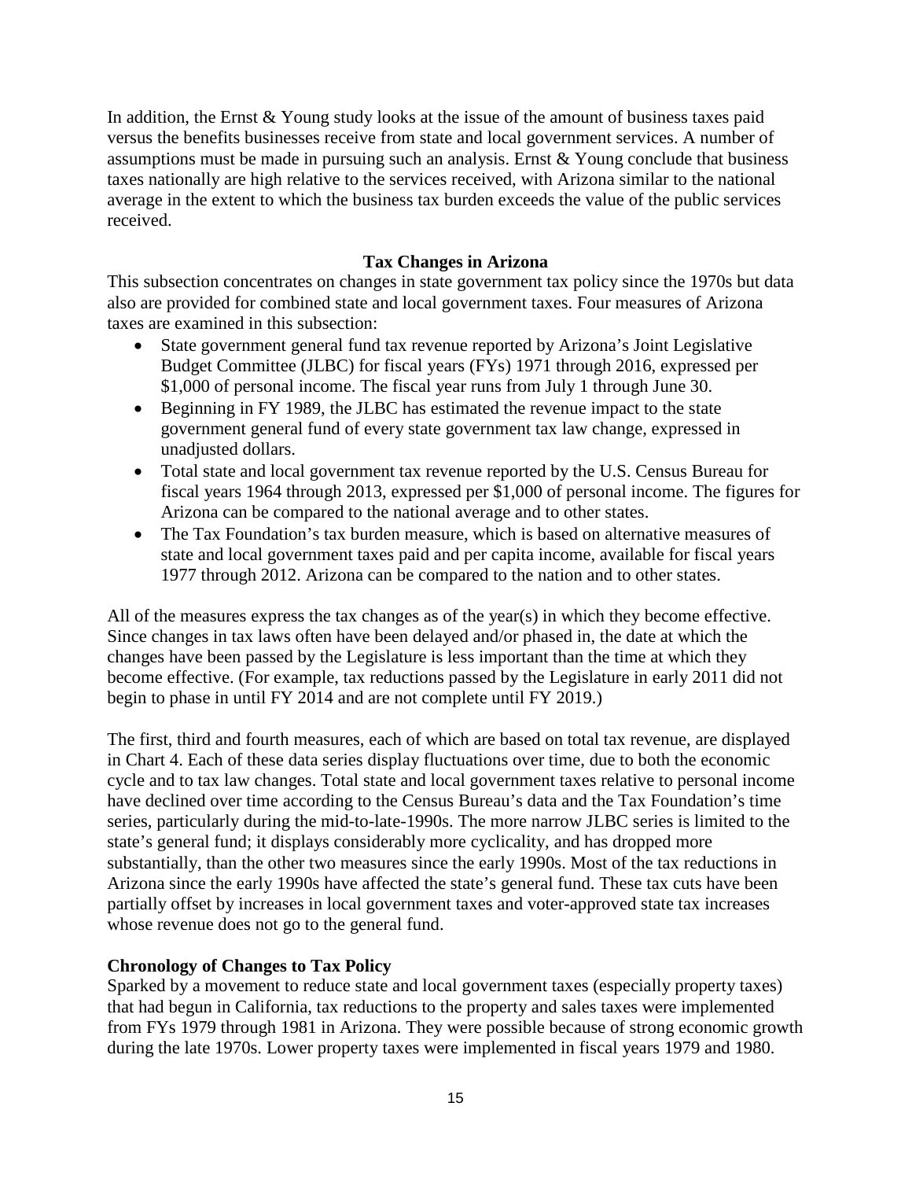In addition, the Ernst & Young study looks at the issue of the amount of business taxes paid versus the benefits businesses receive from state and local government services. A number of assumptions must be made in pursuing such an analysis. Ernst & Young conclude that business taxes nationally are high relative to the services received, with Arizona similar to the national average in the extent to which the business tax burden exceeds the value of the public services received.

## Tax Changes in Arizona

This subsection concentrates on changes in state government tax policy since the 1970s but data also are provided for combined state and local government taxes. Four measures of Arizona taxes are examined in this subsection:

- State government general fund tax revenue reported by Arizona's Joint Legislative Budget Committee (JLBC) for fiscal years (FYs) 1971 through 2016, expressed per $1,000 of personal income. The fiscal year runs from July 1 through June 30.
- Beginning in FY 1989, the JLBC has estimated the revenue impact to the state government general fund of every state government tax law change, expressed in unadjusted dollars.
- Total state and local government tax revenue reported by the U.S. Census Bureau for fiscal years 1964 through 2013, expressed per $1,000 of personal income. The figures for Arizona can be compared to the national average and to other states.
- The Tax Foundation's tax burden measure, which is based on alternative measures of state and local government taxes paid and per capita income, available for fiscal years 1977 through 2012. Arizona can be compared to the nation and to other states.

All of the measures express the tax changes as of the year(s) in which they become effective. Since changes in tax laws often have been delayed and/or phased in, the date at which the changes have been passed by the Legislature is less important than the time at which they become effective. (For example, tax reductions passed by the Legislature in early 2011 did not begin to phase in until FY 2014 and are not complete until FY 2019.)

The first, third and fourth measures, each of which are based on total tax revenue, are displayed in Chart 4. Each of these data series display fluctuations over time, due to both the economic cycle and to tax law changes. Total state and local government taxes relative to personal income have declined over time according to the Census Bureau's data and the Tax Foundation's time series, particularly during the mid-to-late-1990s. The more narrow JLBC series is limited to the state's general fund; it displays considerably more cyclicality, and has dropped more substantially, than the other two measures since the early 1990s. Most of the tax reductions in Arizona since the early 1990s have affected the state's general fund. These tax cuts have been partially offset by increases in local government taxes and voter-approved state tax increases whose revenue does not go to the general fund.

### Chronology of Changes to Tax Policy

Sparked by a movement to reduce state and local government taxes (especially property taxes) that had begun in California, tax reductions to the property and sales taxes were implemented from FYs 1979 through 1981 in Arizona. They were possible because of strong economic growth during the late 1970s. Lower property taxes were implemented in fiscal years 1979 and 1980.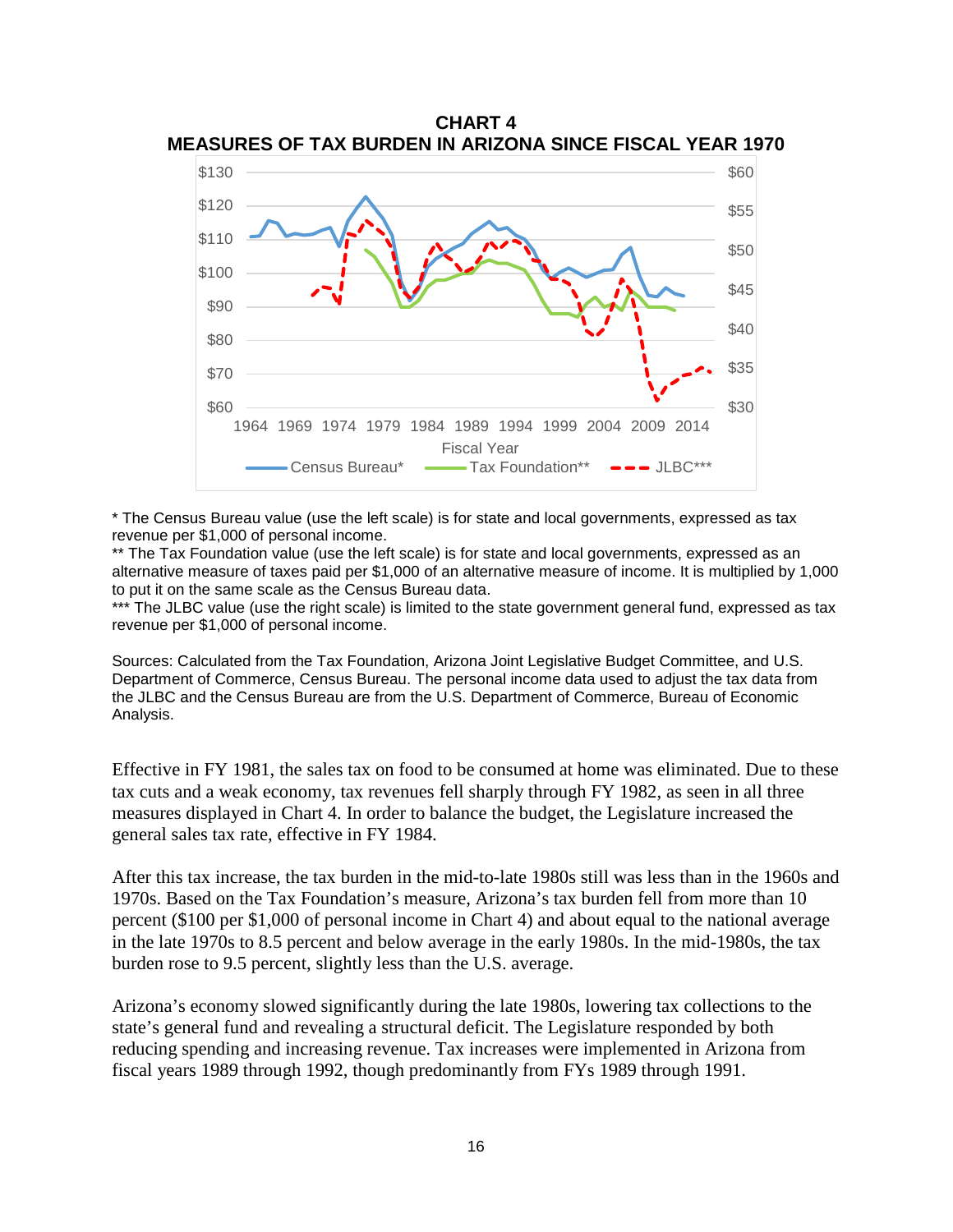**CHART 4**
**MEASURES OF TAX BURDEN IN ARIZONA SINCE FISCAL YEAR 1970**

\* The Census Bureau value (use the left scale) is for state and local governments, expressed as tax revenue per $1,000 of personal income.
\*\* The Tax Foundation value (use the left scale) is for state and local governments, expressed as an alternative measure of taxes paid per $1,000 of an alternative measure of income. It is multiplied by 1,000 to put it on the same scale as the Census Bureau data.
\*\*\* The JLBC value (use the right scale) is limited to the state government general fund, expressed as tax revenue per $1,000 of personal income.

Sources: Calculated from the Tax Foundation, Arizona Joint Legislative Budget Committee, and U.S. Department of Commerce, Census Bureau. The personal income data used to adjust the tax data from the JLBC and the Census Bureau are from the U.S. Department of Commerce, Bureau of Economic Analysis.

Effective in FY 1981, the sales tax on food to be consumed at home was eliminated. Due to these tax cuts and a weak economy, tax revenues fell sharply through FY 1982, as seen in all three measures displayed in Chart 4. In order to balance the budget, the Legislature increased the general sales tax rate, effective in FY 1984.

After this tax increase, the tax burden in the mid-to-late 1980s still was less than in the 1960s and 1970s. Based on the Tax Foundation's measure, Arizona's tax burden fell from more than 10 percent ($100 per $1,000 of personal income in Chart 4) and about equal to the national average in the late 1970s to 8.5 percent and below average in the early 1980s. In the mid-1980s, the tax burden rose to 9.5 percent, slightly less than the U.S. average.

Arizona's economy slowed significantly during the late 1980s, lowering tax collections to the state's general fund and revealing a structural deficit. The Legislature responded by both reducing spending and increasing revenue. Tax increases were implemented in Arizona from fiscal years 1989 through 1992, though predominantly from FYs 1989 through 1991.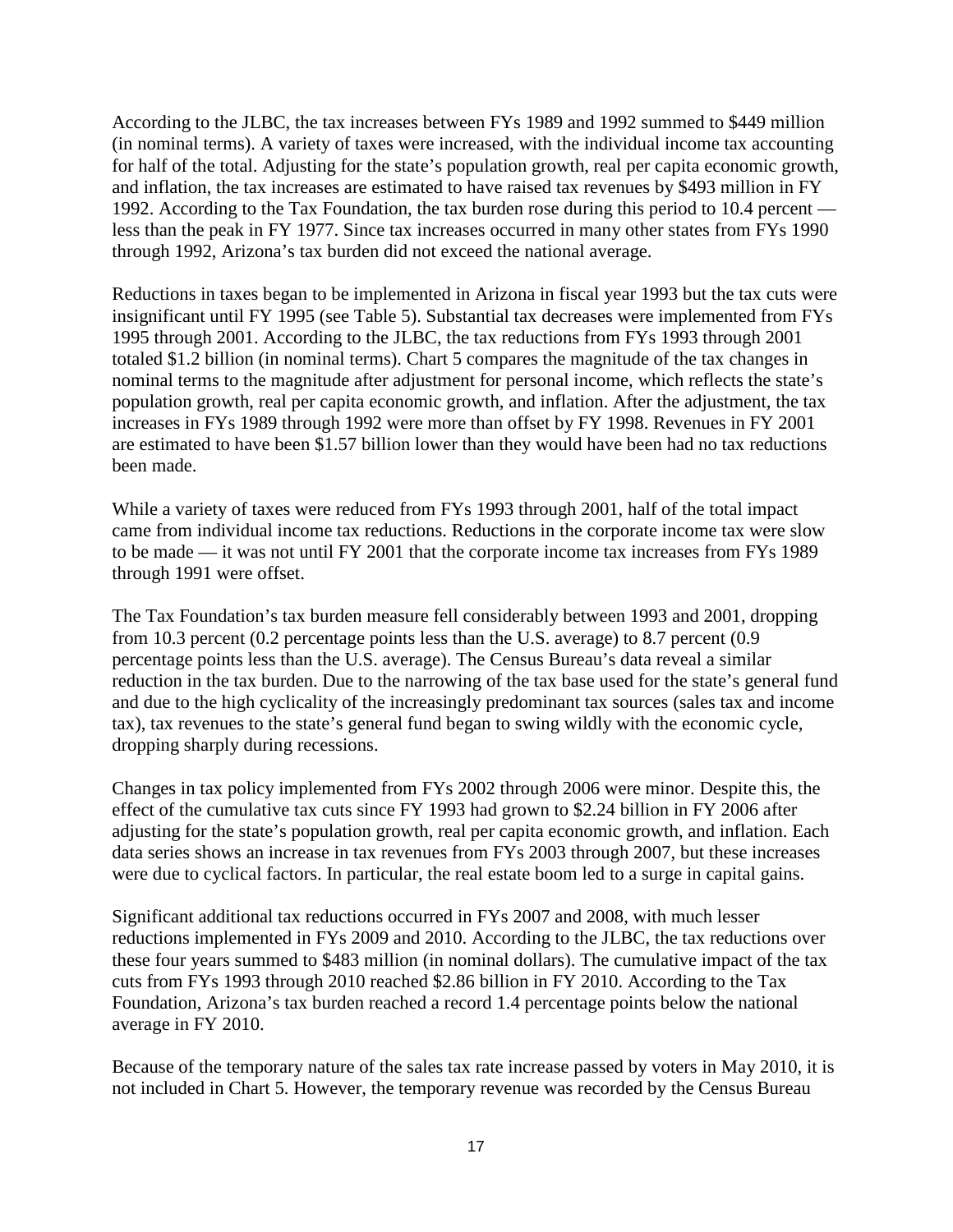According to the JLBC, the tax increases between FYs 1989 and 1992 summed to $449 million (in nominal terms). A variety of taxes were increased, with the individual income tax accounting for half of the total. Adjusting for the state's population growth, real per capita economic growth, and inflation, the tax increases are estimated to have raised tax revenues by $493 million in FY 1992. According to the Tax Foundation, the tax burden rose during this period to 10.4 percent — less than the peak in FY 1977. Since tax increases occurred in many other states from FYs 1990 through 1992, Arizona's tax burden did not exceed the national average.

Reductions in taxes began to be implemented in Arizona in fiscal year 1993 but the tax cuts were insignificant until FY 1995 (see Table 5). Substantial tax decreases were implemented from FYs 1995 through 2001. According to the JLBC, the tax reductions from FYs 1993 through 2001 totaled $1.2 billion (in nominal terms). Chart 5 compares the magnitude of the tax changes in nominal terms to the magnitude after adjustment for personal income, which reflects the state's population growth, real per capita economic growth, and inflation. After the adjustment, the tax increases in FYs 1989 through 1992 were more than offset by FY 1998. Revenues in FY 2001 are estimated to have been $1.57 billion lower than they would have been had no tax reductions been made.

While a variety of taxes were reduced from FYs 1993 through 2001, half of the total impact came from individual income tax reductions. Reductions in the corporate income tax were slow to be made — it was not until FY 2001 that the corporate income tax increases from FYs 1989 through 1991 were offset.

The Tax Foundation's tax burden measure fell considerably between 1993 and 2001, dropping from 10.3 percent (0.2 percentage points less than the U.S. average) to 8.7 percent (0.9 percentage points less than the U.S. average). The Census Bureau's data reveal a similar reduction in the tax burden. Due to the narrowing of the tax base used for the state's general fund and due to the high cyclicality of the increasingly predominant tax sources (sales tax and income tax), tax revenues to the state's general fund began to swing wildly with the economic cycle, dropping sharply during recessions.

Changes in tax policy implemented from FYs 2002 through 2006 were minor. Despite this, the effect of the cumulative tax cuts since FY 1993 had grown to $2.24 billion in FY 2006 after adjusting for the state's population growth, real per capita economic growth, and inflation. Each data series shows an increase in tax revenues from FYs 2003 through 2007, but these increases were due to cyclical factors. In particular, the real estate boom led to a surge in capital gains.

Significant additional tax reductions occurred in FYs 2007 and 2008, with much lesser reductions implemented in FYs 2009 and 2010. According to the JLBC, the tax reductions over these four years summed to $483 million (in nominal dollars). The cumulative impact of the tax cuts from FYs 1993 through 2010 reached $2.86 billion in FY 2010. According to the Tax Foundation, Arizona's tax burden reached a record 1.4 percentage points below the national average in FY 2010.

Because of the temporary nature of the sales tax rate increase passed by voters in May 2010, it is not included in Chart 5. However, the temporary revenue was recorded by the Census Bureau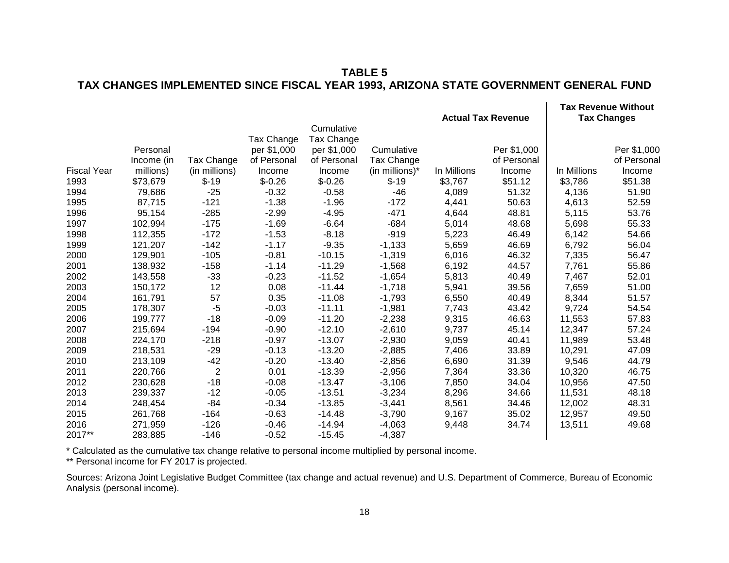**TABLE 5**
**TAX CHANGES IMPLEMENTED SINCE FISCAL YEAR 1993, ARIZONA STATE GOVERNMENT GENERAL FUND**

| | | | | | | Actual Tax Revenue | | Tax Revenue Without Tax Changes | |
|---|---|---|---|---|---|---|---|---|---|
| Fiscal Year | Personal Income (in millions) | Tax Change (in millions) | Tax Change per $1,000 of Personal Income | Cumulative Tax Change per $1,000 of Personal Income | Cumulative Tax Change (in millions)* | In Millions | Per $1,000 of Personal Income | In Millions | Per $1,000 of Personal Income |
| 1993 | $73,679 | $-19 | $-0.26 | $-0.26 | $-19 | $3,767 | $51.12 | $3,786 | $51.38 |
| 1994 | 79,686 | -25 | -0.32 | -0.58 | -46 | 4,089 | 51.32 | 4,136 | 51.90 |
| 1995 | 87,715 | -121 | -1.38 | -1.96 | -172 | 4,441 | 50.63 | 4,613 | 52.59 |
| 1996 | 95,154 | -285 | -2.99 | -4.95 | -471 | 4,644 | 48.81 | 5,115 | 53.76 |
| 1997 | 102,994 | -175 | -1.69 | -6.64 | -684 | 5,014 | 48.68 | 5,698 | 55.33 |
| 1998 | 112,355 | -172 | -1.53 | -8.18 | -919 | 5,223 | 46.49 | 6,142 | 54.66 |
| 1999 | 121,207 | -142 | -1.17 | -9.35 | -1,133 | 5,659 | 46.69 | 6,792 | 56.04 |
| 2000 | 129,901 | -105 | -0.81 | -10.15 | -1,319 | 6,016 | 46.32 | 7,335 | 56.47 |
| 2001 | 138,932 | -158 | -1.14 | -11.29 | -1,568 | 6,192 | 44.57 | 7,761 | 55.86 |
| 2002 | 143,558 | -33 | -0.23 | -11.52 | -1,654 | 5,813 | 40.49 | 7,467 | 52.01 |
| 2003 | 150,172 | 12 | 0.08 | -11.44 | -1,718 | 5,941 | 39.56 | 7,659 | 51.00 |
| 2004 | 161,791 | 57 | 0.35 | -11.08 | -1,793 | 6,550 | 40.49 | 8,344 | 51.57 |
| 2005 | 178,307 | -5 | -0.03 | -11.11 | -1,981 | 7,743 | 43.42 | 9,724 | 54.54 |
| 2006 | 199,777 | -18 | -0.09 | -11.20 | -2,238 | 9,315 | 46.63 | 11,553 | 57.83 |
| 2007 | 215,694 | -194 | -0.90 | -12.10 | -2,610 | 9,737 | 45.14 | 12,347 | 57.24 |
| 2008 | 224,170 | -218 | -0.97 | -13.07 | -2,930 | 9,059 | 40.41 | 11,989 | 53.48 |
| 2009 | 218,531 | -29 | -0.13 | -13.20 | -2,885 | 7,406 | 33.89 | 10,291 | 47.09 |
| 2010 | 213,109 | -42 | -0.20 | -13.40 | -2,856 | 6,690 | 31.39 | 9,546 | 44.79 |
| 2011 | 220,766 | 2 | 0.01 | -13.39 | -2,956 | 7,364 | 33.36 | 10,320 | 46.75 |
| 2012 | 230,628 | -18 | -0.08 | -13.47 | -3,106 | 7,850 | 34.04 | 10,956 | 47.50 |
| 2013 | 239,337 | -12 | -0.05 | -13.51 | -3,234 | 8,296 | 34.66 | 11,531 | 48.18 |
| 2014 | 248,454 | -84 | -0.34 | -13.85 | -3,441 | 8,561 | 34.46 | 12,002 | 48.31 |
| 2015 | 261,768 | -164 | -0.63 | -14.48 | -3,790 | 9,167 | 35.02 | 12,957 | 49.50 |
| 2016 | 271,959 | -126 | -0.46 | -14.94 | -4,063 | 9,448 | 34.74 | 13,511 | 49.68 |
| 2017** | 283,885 | -146 | -0.52 | -15.45 | -4,387 | | | | |

\* Calculated as the cumulative tax change relative to personal income multiplied by personal income.
** Personal income for FY 2017 is projected.

Sources: Arizona Joint Legislative Budget Committee (tax change and actual revenue) and U.S. Department of Commerce, Bureau of Economic Analysis (personal income).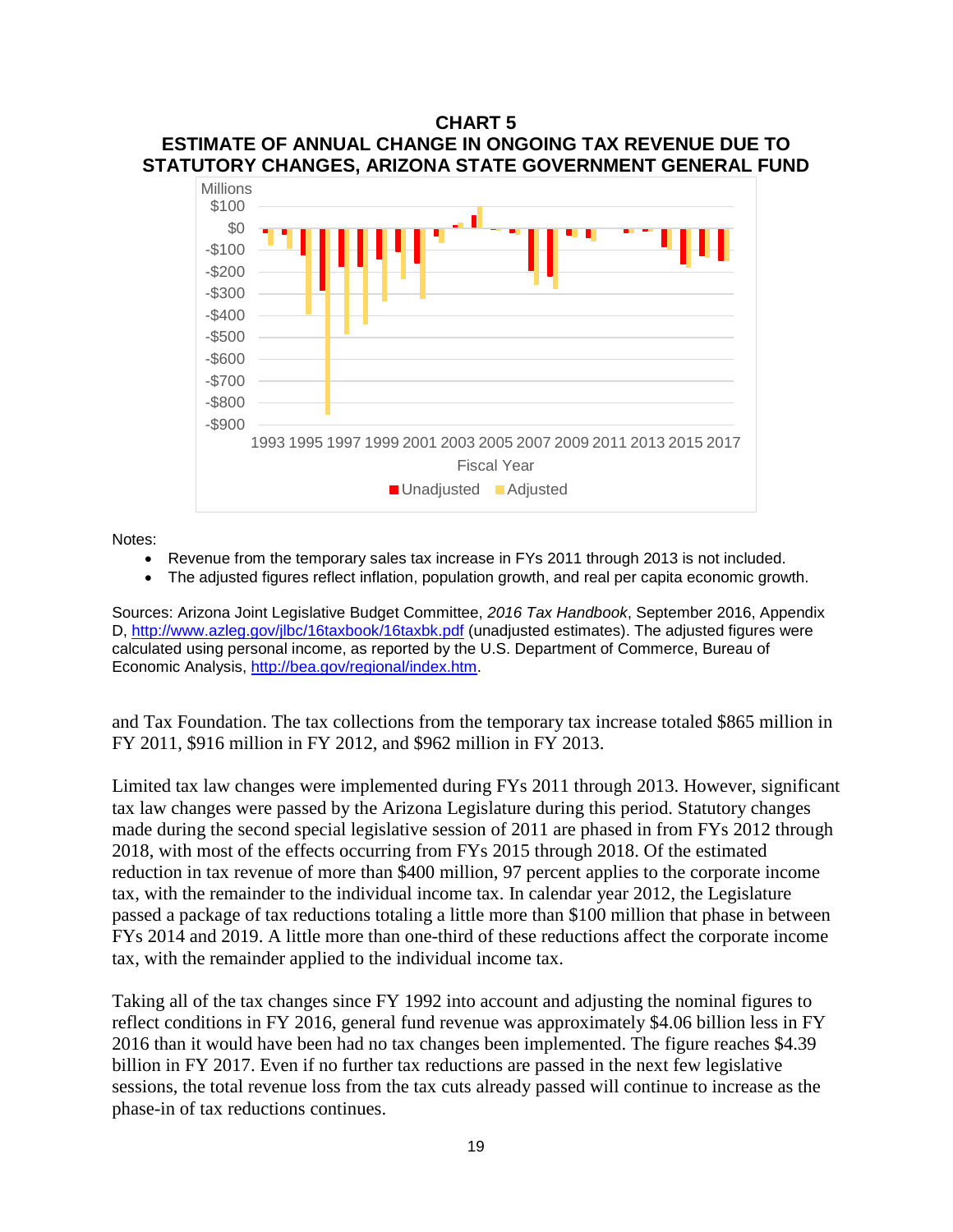**CHART 5**
**ESTIMATE OF ANNUAL CHANGE IN ONGOING TAX REVENUE DUE TO STATUTORY CHANGES, ARIZONA STATE GOVERNMENT GENERAL FUND**

Notes:

- Revenue from the temporary sales tax increase in FYs 2011 through 2013 is not included.
- The adjusted figures reflect inflation, population growth, and real per capita economic growth.

Sources: Arizona Joint Legislative Budget Committee, *2016 Tax Handbook*, September 2016, Appendix D, http://www.azleg.gov/jlbc/16taxbook/16taxbk.pdf (unadjusted estimates). The adjusted figures were calculated using personal income, as reported by the U.S. Department of Commerce, Bureau of Economic Analysis, http://bea.gov/regional/index.htm.

and Tax Foundation. The tax collections from the temporary tax increase totaled $865 million in FY 2011, $916 million in FY 2012, and $962 million in FY 2013.

Limited tax law changes were implemented during FYs 2011 through 2013. However, significant tax law changes were passed by the Arizona Legislature during this period. Statutory changes made during the second special legislative session of 2011 are phased in from FYs 2012 through 2018, with most of the effects occurring from FYs 2015 through 2018. Of the estimated reduction in tax revenue of more than $400 million, 97 percent applies to the corporate income tax, with the remainder to the individual income tax. In calendar year 2012, the Legislature passed a package of tax reductions totaling a little more than $100 million that phase in between FYs 2014 and 2019. A little more than one-third of these reductions affect the corporate income tax, with the remainder applied to the individual income tax.

Taking all of the tax changes since FY 1992 into account and adjusting the nominal figures to reflect conditions in FY 2016, general fund revenue was approximately $4.06 billion less in FY 2016 than it would have been had no tax changes been implemented. The figure reaches $4.39 billion in FY 2017. Even if no further tax reductions are passed in the next few legislative sessions, the total revenue loss from the tax cuts already passed will continue to increase as the phase-in of tax reductions continues.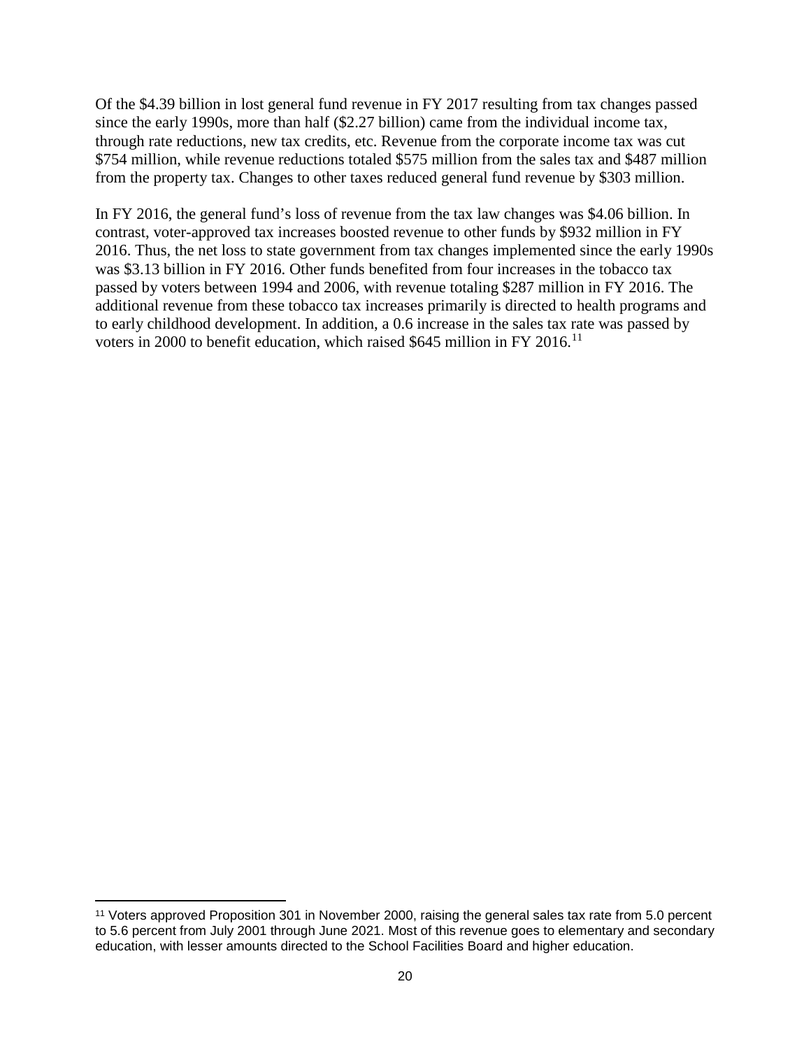Of the $4.39 billion in lost general fund revenue in FY 2017 resulting from tax changes passed since the early 1990s, more than half ($2.27 billion) came from the individual income tax, through rate reductions, new tax credits, etc. Revenue from the corporate income tax was cut $754 million, while revenue reductions totaled $575 million from the sales tax and $487 million from the property tax. Changes to other taxes reduced general fund revenue by $303 million.

In FY 2016, the general fund's loss of revenue from the tax law changes was $4.06 billion. In contrast, voter-approved tax increases boosted revenue to other funds by $932 million in FY 2016. Thus, the net loss to state government from tax changes implemented since the early 1990s was $3.13 billion in FY 2016. Other funds benefited from four increases in the tobacco tax passed by voters between 1994 and 2006, with revenue totaling $287 million in FY 2016. The additional revenue from these tobacco tax increases primarily is directed to health programs and to early childhood development. In addition, a 0.6 increase in the sales tax rate was passed by voters in 2000 to benefit education, which raised $645 million in FY 2016.[11]

[11] Voters approved Proposition 301 in November 2000, raising the general sales tax rate from 5.0 percent to 5.6 percent from July 2001 through June 2021. Most of this revenue goes to elementary and secondary education, with lesser amounts directed to the School Facilities Board and higher education.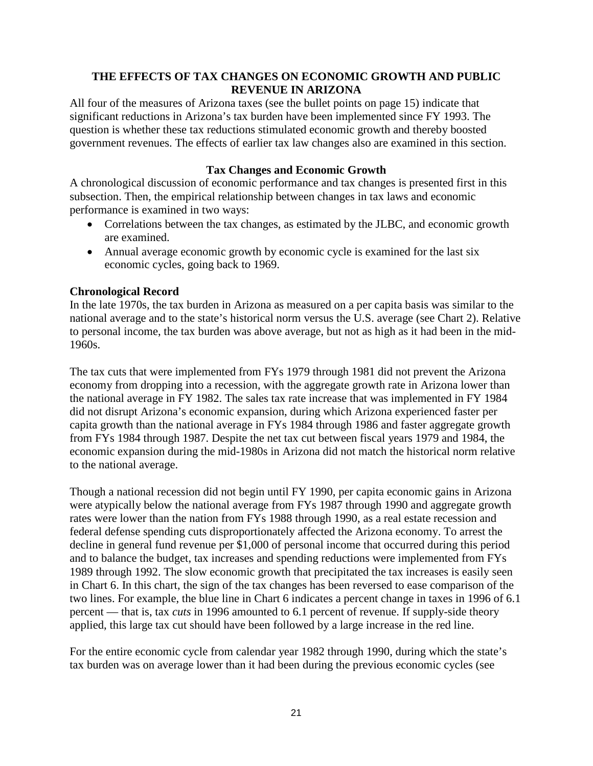## THE EFFECTS OF TAX CHANGES ON ECONOMIC GROWTH AND PUBLIC REVENUE IN ARIZONA

All four of the measures of Arizona taxes (see the bullet points on page 15) indicate that significant reductions in Arizona's tax burden have been implemented since FY 1993. The question is whether these tax reductions stimulated economic growth and thereby boosted government revenues. The effects of earlier tax law changes also are examined in this section.

### Tax Changes and Economic Growth

A chronological discussion of economic performance and tax changes is presented first in this subsection. Then, the empirical relationship between changes in tax laws and economic performance is examined in two ways:

- Correlations between the tax changes, as estimated by the JLBC, and economic growth are examined.
- Annual average economic growth by economic cycle is examined for the last six economic cycles, going back to 1969.

#### Chronological Record

In the late 1970s, the tax burden in Arizona as measured on a per capita basis was similar to the national average and to the state's historical norm versus the U.S. average (see Chart 2). Relative to personal income, the tax burden was above average, but not as high as it had been in the mid-1960s.

The tax cuts that were implemented from FYs 1979 through 1981 did not prevent the Arizona economy from dropping into a recession, with the aggregate growth rate in Arizona lower than the national average in FY 1982. The sales tax rate increase that was implemented in FY 1984 did not disrupt Arizona's economic expansion, during which Arizona experienced faster per capita growth than the national average in FYs 1984 through 1986 and faster aggregate growth from FYs 1984 through 1987. Despite the net tax cut between fiscal years 1979 and 1984, the economic expansion during the mid-1980s in Arizona did not match the historical norm relative to the national average.

Though a national recession did not begin until FY 1990, per capita economic gains in Arizona were atypically below the national average from FYs 1987 through 1990 and aggregate growth rates were lower than the nation from FYs 1988 through 1990, as a real estate recession and federal defense spending cuts disproportionately affected the Arizona economy. To arrest the decline in general fund revenue per $1,000 of personal income that occurred during this period and to balance the budget, tax increases and spending reductions were implemented from FYs 1989 through 1992. The slow economic growth that precipitated the tax increases is easily seen in Chart 6. In this chart, the sign of the tax changes has been reversed to ease comparison of the two lines. For example, the blue line in Chart 6 indicates a percent change in taxes in 1996 of 6.1 percent — that is, tax *cuts* in 1996 amounted to 6.1 percent of revenue. If supply-side theory applied, this large tax cut should have been followed by a large increase in the red line.

For the entire economic cycle from calendar year 1982 through 1990, during which the state's tax burden was on average lower than it had been during the previous economic cycles (see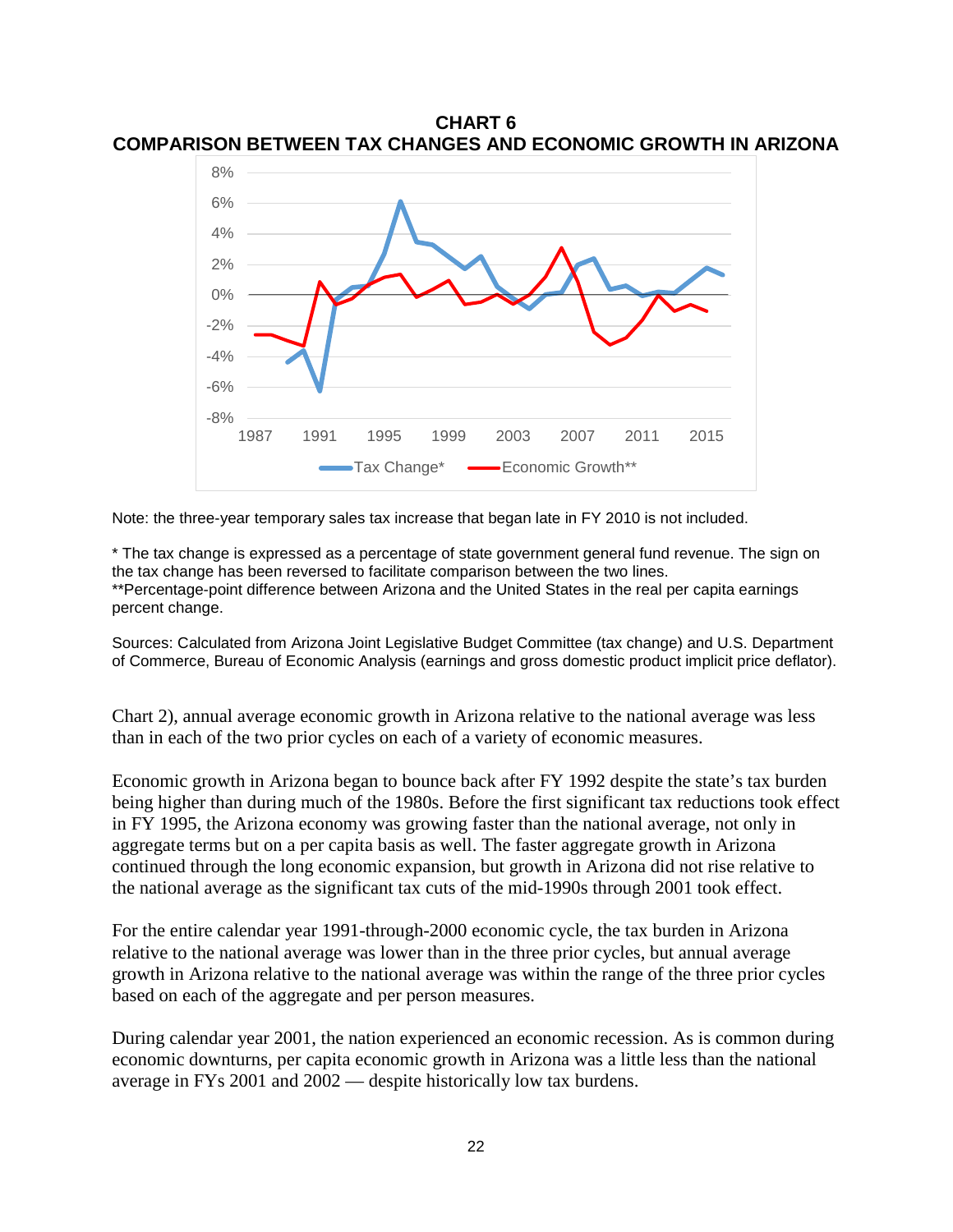**CHART 6**
**COMPARISON BETWEEN TAX CHANGES AND ECONOMIC GROWTH IN ARIZONA**

Note: the three-year temporary sales tax increase that began late in FY 2010 is not included.

* The tax change is expressed as a percentage of state government general fund revenue. The sign on the tax change has been reversed to facilitate comparison between the two lines.
**Percentage-point difference between Arizona and the United States in the real per capita earnings percent change.

Sources: Calculated from Arizona Joint Legislative Budget Committee (tax change) and U.S. Department of Commerce, Bureau of Economic Analysis (earnings and gross domestic product implicit price deflator).

Chart 2), annual average economic growth in Arizona relative to the national average was less than in each of the two prior cycles on each of a variety of economic measures.

Economic growth in Arizona began to bounce back after FY 1992 despite the state's tax burden being higher than during much of the 1980s. Before the first significant tax reductions took effect in FY 1995, the Arizona economy was growing faster than the national average, not only in aggregate terms but on a per capita basis as well. The faster aggregate growth in Arizona continued through the long economic expansion, but growth in Arizona did not rise relative to the national average as the significant tax cuts of the mid-1990s through 2001 took effect.

For the entire calendar year 1991-through-2000 economic cycle, the tax burden in Arizona relative to the national average was lower than in the three prior cycles, but annual average growth in Arizona relative to the national average was within the range of the three prior cycles based on each of the aggregate and per person measures.

During calendar year 2001, the nation experienced an economic recession. As is common during economic downturns, per capita economic growth in Arizona was a little less than the national average in FYs 2001 and 2002 — despite historically low tax burdens.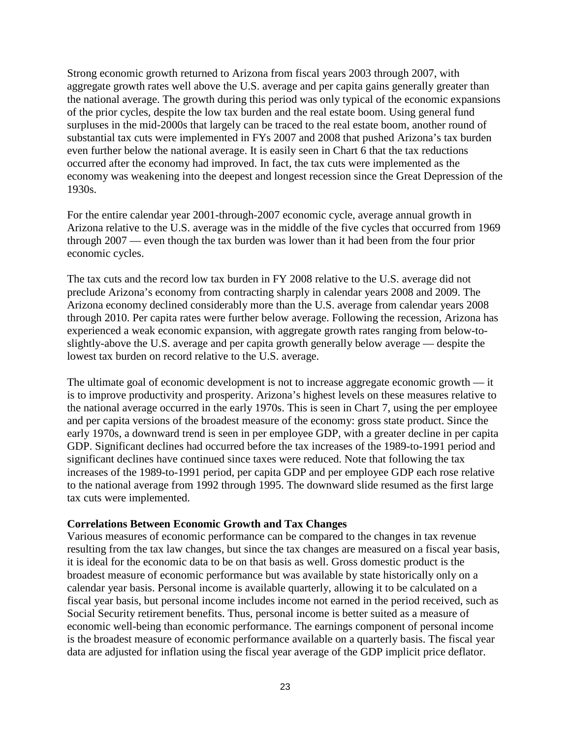Strong economic growth returned to Arizona from fiscal years 2003 through 2007, with aggregate growth rates well above the U.S. average and per capita gains generally greater than the national average. The growth during this period was only typical of the economic expansions of the prior cycles, despite the low tax burden and the real estate boom. Using general fund surpluses in the mid-2000s that largely can be traced to the real estate boom, another round of substantial tax cuts were implemented in FYs 2007 and 2008 that pushed Arizona's tax burden even further below the national average. It is easily seen in Chart 6 that the tax reductions occurred after the economy had improved. In fact, the tax cuts were implemented as the economy was weakening into the deepest and longest recession since the Great Depression of the 1930s.

For the entire calendar year 2001-through-2007 economic cycle, average annual growth in Arizona relative to the U.S. average was in the middle of the five cycles that occurred from 1969 through 2007 — even though the tax burden was lower than it had been from the four prior economic cycles.

The tax cuts and the record low tax burden in FY 2008 relative to the U.S. average did not preclude Arizona's economy from contracting sharply in calendar years 2008 and 2009. The Arizona economy declined considerably more than the U.S. average from calendar years 2008 through 2010. Per capita rates were further below average. Following the recession, Arizona has experienced a weak economic expansion, with aggregate growth rates ranging from below-to-slightly-above the U.S. average and per capita growth generally below average — despite the lowest tax burden on record relative to the U.S. average.

The ultimate goal of economic development is not to increase aggregate economic growth — it is to improve productivity and prosperity. Arizona's highest levels on these measures relative to the national average occurred in the early 1970s. This is seen in Chart 7, using the per employee and per capita versions of the broadest measure of the economy: gross state product. Since the early 1970s, a downward trend is seen in per employee GDP, with a greater decline in per capita GDP. Significant declines had occurred before the tax increases of the 1989-to-1991 period and significant declines have continued since taxes were reduced. Note that following the tax increases of the 1989-to-1991 period, per capita GDP and per employee GDP each rose relative to the national average from 1992 through 1995. The downward slide resumed as the first large tax cuts were implemented.

**Correlations Between Economic Growth and Tax Changes**

Various measures of economic performance can be compared to the changes in tax revenue resulting from the tax law changes, but since the tax changes are measured on a fiscal year basis, it is ideal for the economic data to be on that basis as well. Gross domestic product is the broadest measure of economic performance but was available by state historically only on a calendar year basis. Personal income is available quarterly, allowing it to be calculated on a fiscal year basis, but personal income includes income not earned in the period received, such as Social Security retirement benefits. Thus, personal income is better suited as a measure of economic well-being than economic performance. The earnings component of personal income is the broadest measure of economic performance available on a quarterly basis. The fiscal year data are adjusted for inflation using the fiscal year average of the GDP implicit price deflator.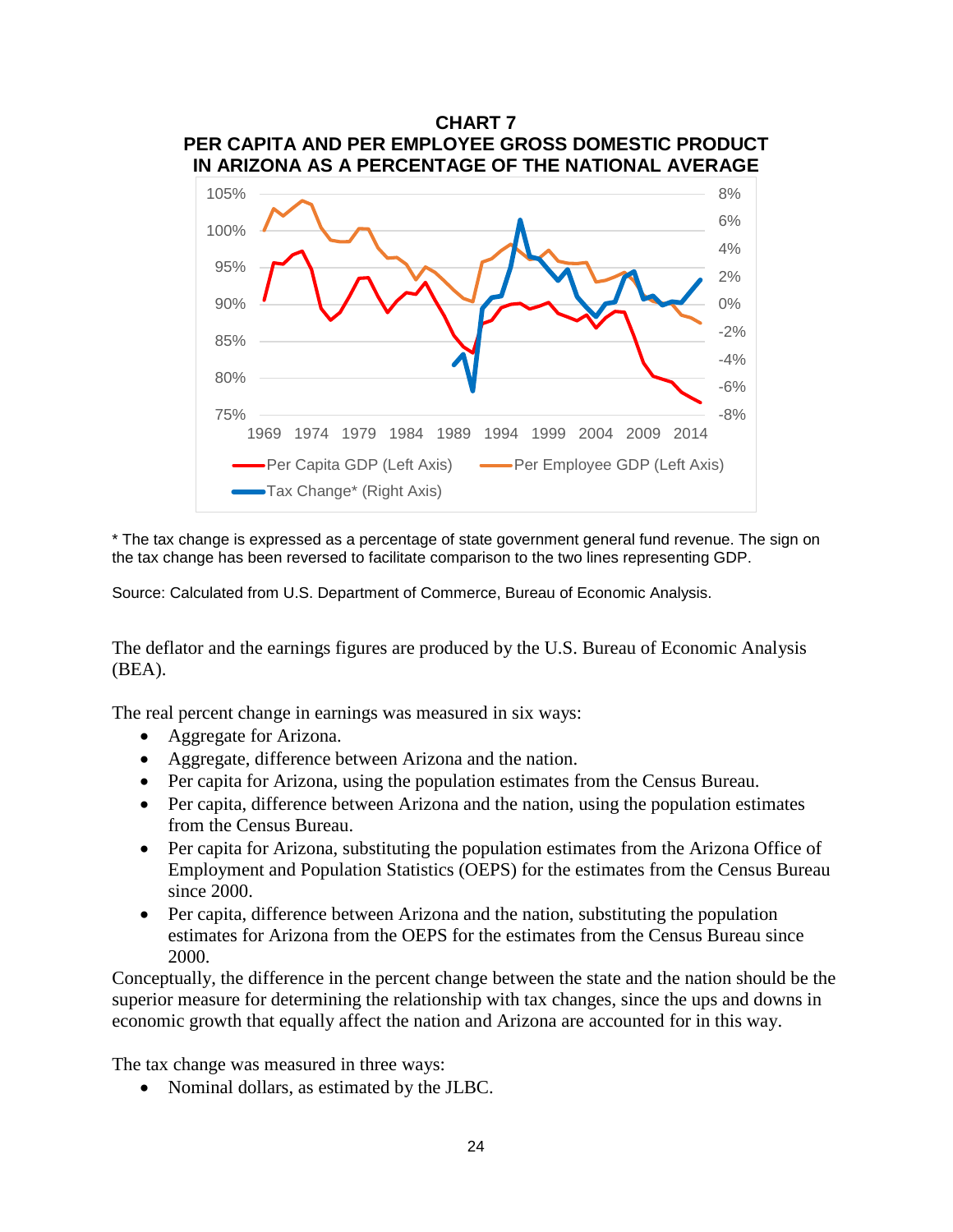**CHART 7**
**PER CAPITA AND PER EMPLOYEE GROSS DOMESTIC PRODUCT IN ARIZONA AS A PERCENTAGE OF THE NATIONAL AVERAGE**

\* The tax change is expressed as a percentage of state government general fund revenue. The sign on the tax change has been reversed to facilitate comparison to the two lines representing GDP.

Source: Calculated from U.S. Department of Commerce, Bureau of Economic Analysis.

The deflator and the earnings figures are produced by the U.S. Bureau of Economic Analysis (BEA).

The real percent change in earnings was measured in six ways:

- Aggregate for Arizona.
- Aggregate, difference between Arizona and the nation.
- Per capita for Arizona, using the population estimates from the Census Bureau.
- Per capita, difference between Arizona and the nation, using the population estimates from the Census Bureau.
- Per capita for Arizona, substituting the population estimates from the Arizona Office of Employment and Population Statistics (OEPS) for the estimates from the Census Bureau since 2000.
- Per capita, difference between Arizona and the nation, substituting the population estimates for Arizona from the OEPS for the estimates from the Census Bureau since 2000.

Conceptually, the difference in the percent change between the state and the nation should be the superior measure for determining the relationship with tax changes, since the ups and downs in economic growth that equally affect the nation and Arizona are accounted for in this way.

The tax change was measured in three ways:

- Nominal dollars, as estimated by the JLBC.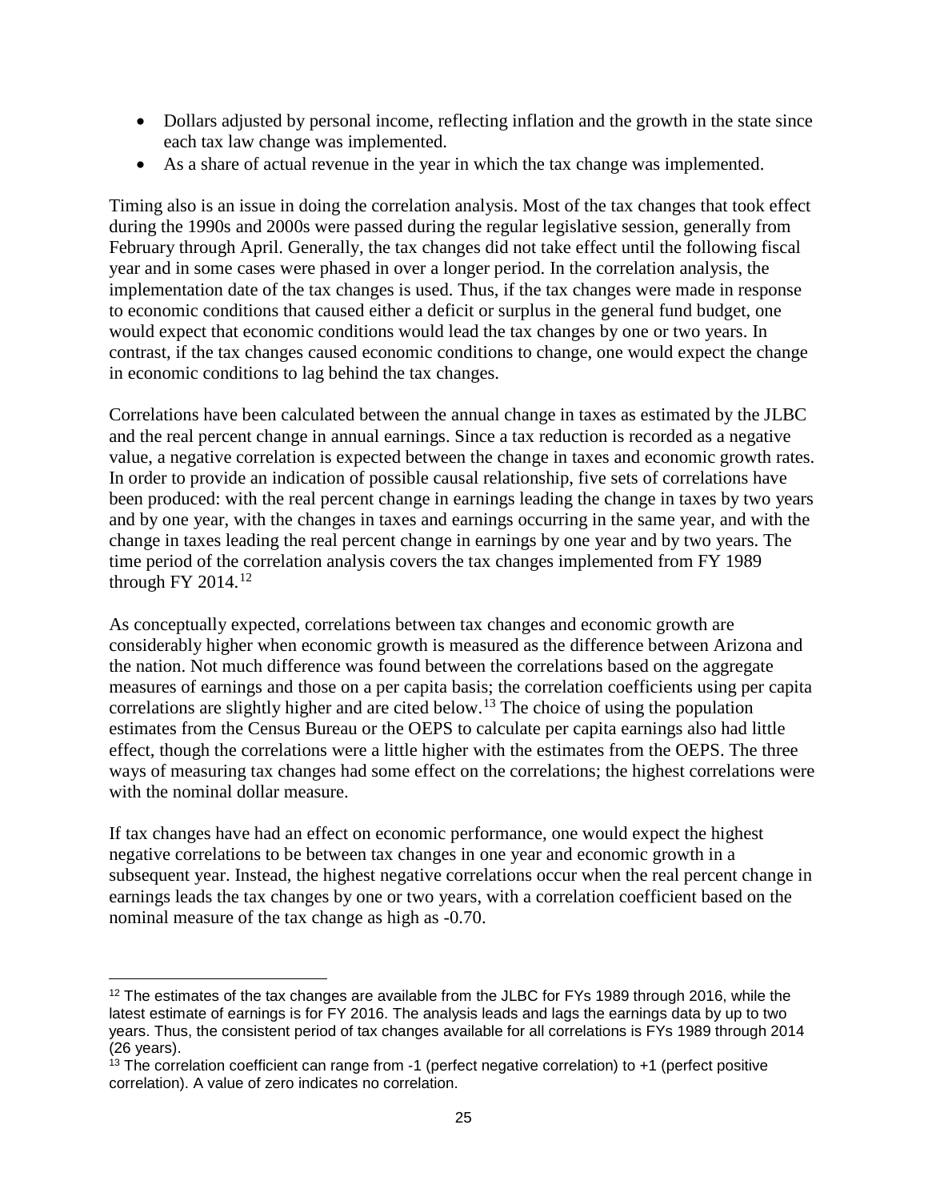- Dollars adjusted by personal income, reflecting inflation and the growth in the state since each tax law change was implemented.
- As a share of actual revenue in the year in which the tax change was implemented.

Timing also is an issue in doing the correlation analysis. Most of the tax changes that took effect during the 1990s and 2000s were passed during the regular legislative session, generally from February through April. Generally, the tax changes did not take effect until the following fiscal year and in some cases were phased in over a longer period. In the correlation analysis, the implementation date of the tax changes is used. Thus, if the tax changes were made in response to economic conditions that caused either a deficit or surplus in the general fund budget, one would expect that economic conditions would lead the tax changes by one or two years. In contrast, if the tax changes caused economic conditions to change, one would expect the change in economic conditions to lag behind the tax changes.

Correlations have been calculated between the annual change in taxes as estimated by the JLBC and the real percent change in annual earnings. Since a tax reduction is recorded as a negative value, a negative correlation is expected between the change in taxes and economic growth rates. In order to provide an indication of possible causal relationship, five sets of correlations have been produced: with the real percent change in earnings leading the change in taxes by two years and by one year, with the changes in taxes and earnings occurring in the same year, and with the change in taxes leading the real percent change in earnings by one year and by two years. The time period of the correlation analysis covers the tax changes implemented from FY 1989 through FY 2014.[12]

As conceptually expected, correlations between tax changes and economic growth are considerably higher when economic growth is measured as the difference between Arizona and the nation. Not much difference was found between the correlations based on the aggregate measures of earnings and those on a per capita basis; the correlation coefficients using per capita correlations are slightly higher and are cited below.[13] The choice of using the population estimates from the Census Bureau or the OEPS to calculate per capita earnings also had little effect, though the correlations were a little higher with the estimates from the OEPS. The three ways of measuring tax changes had some effect on the correlations; the highest correlations were with the nominal dollar measure.

If tax changes have had an effect on economic performance, one would expect the highest negative correlations to be between tax changes in one year and economic growth in a subsequent year. Instead, the highest negative correlations occur when the real percent change in earnings leads the tax changes by one or two years, with a correlation coefficient based on the nominal measure of the tax change as high as -0.70.

[12] The estimates of the tax changes are available from the JLBC for FYs 1989 through 2016, while the latest estimate of earnings is for FY 2016. The analysis leads and lags the earnings data by up to two years. Thus, the consistent period of tax changes available for all correlations is FYs 1989 through 2014 (26 years).

[13] The correlation coefficient can range from -1 (perfect negative correlation) to +1 (perfect positive correlation). A value of zero indicates no correlation.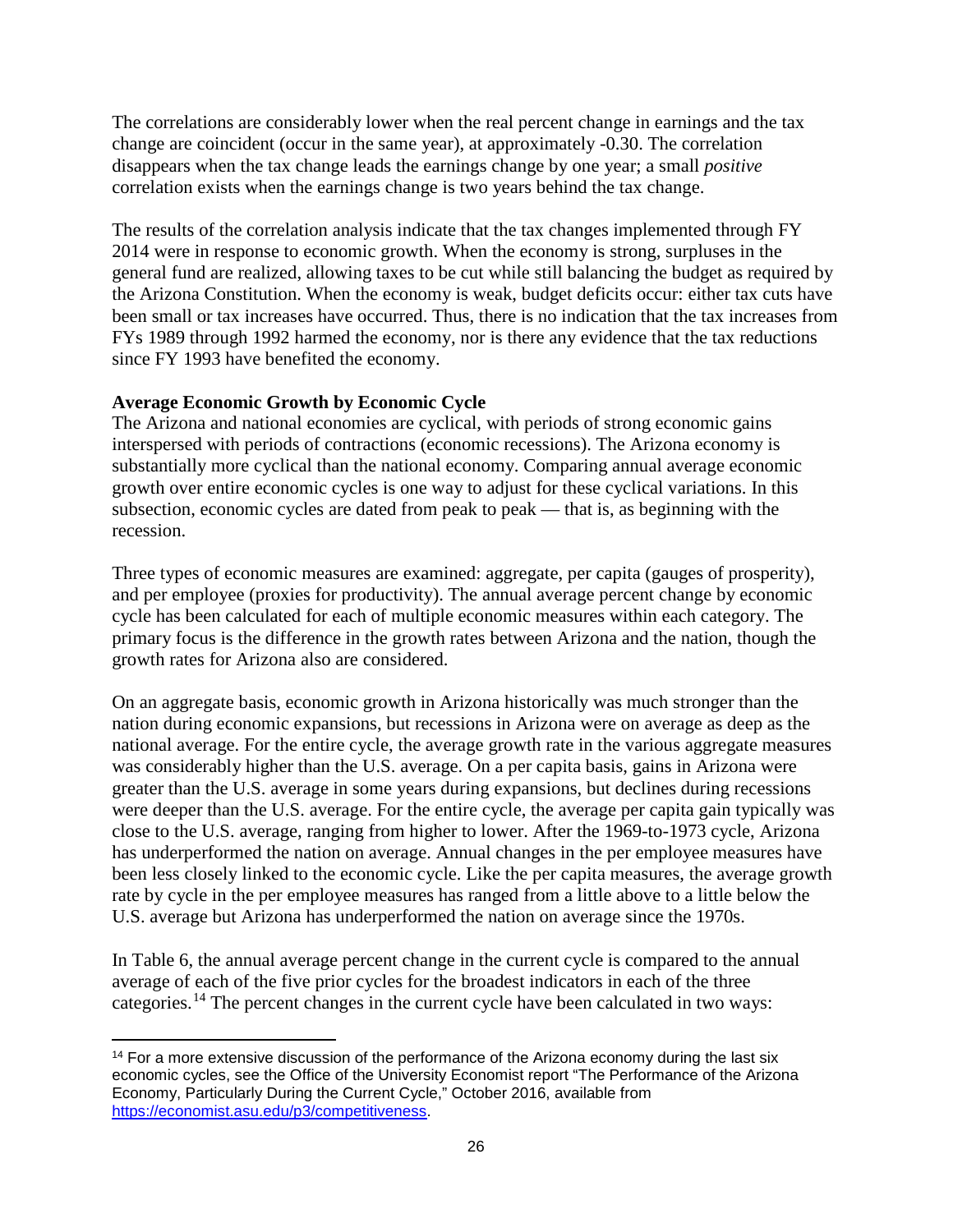The correlations are considerably lower when the real percent change in earnings and the tax change are coincident (occur in the same year), at approximately -0.30. The correlation disappears when the tax change leads the earnings change by one year; a small *positive* correlation exists when the earnings change is two years behind the tax change.

The results of the correlation analysis indicate that the tax changes implemented through FY 2014 were in response to economic growth. When the economy is strong, surpluses in the general fund are realized, allowing taxes to be cut while still balancing the budget as required by the Arizona Constitution. When the economy is weak, budget deficits occur: either tax cuts have been small or tax increases have occurred. Thus, there is no indication that the tax increases from FYs 1989 through 1992 harmed the economy, nor is there any evidence that the tax reductions since FY 1993 have benefited the economy.

**Average Economic Growth by Economic Cycle**

The Arizona and national economies are cyclical, with periods of strong economic gains interspersed with periods of contractions (economic recessions). The Arizona economy is substantially more cyclical than the national economy. Comparing annual average economic growth over entire economic cycles is one way to adjust for these cyclical variations. In this subsection, economic cycles are dated from peak to peak — that is, as beginning with the recession.

Three types of economic measures are examined: aggregate, per capita (gauges of prosperity), and per employee (proxies for productivity). The annual average percent change by economic cycle has been calculated for each of multiple economic measures within each category. The primary focus is the difference in the growth rates between Arizona and the nation, though the growth rates for Arizona also are considered.

On an aggregate basis, economic growth in Arizona historically was much stronger than the nation during economic expansions, but recessions in Arizona were on average as deep as the national average. For the entire cycle, the average growth rate in the various aggregate measures was considerably higher than the U.S. average. On a per capita basis, gains in Arizona were greater than the U.S. average in some years during expansions, but declines during recessions were deeper than the U.S. average. For the entire cycle, the average per capita gain typically was close to the U.S. average, ranging from higher to lower. After the 1969-to-1973 cycle, Arizona has underperformed the nation on average. Annual changes in the per employee measures have been less closely linked to the economic cycle. Like the per capita measures, the average growth rate by cycle in the per employee measures has ranged from a little above to a little below the U.S. average but Arizona has underperformed the nation on average since the 1970s.

In Table 6, the annual average percent change in the current cycle is compared to the annual average of each of the five prior cycles for the broadest indicators in each of the three categories.[14] The percent changes in the current cycle have been calculated in two ways:

[14] For a more extensive discussion of the performance of the Arizona economy during the last six economic cycles, see the Office of the University Economist report "The Performance of the Arizona Economy, Particularly During the Current Cycle," October 2016, available from https://economist.asu.edu/p3/competitiveness.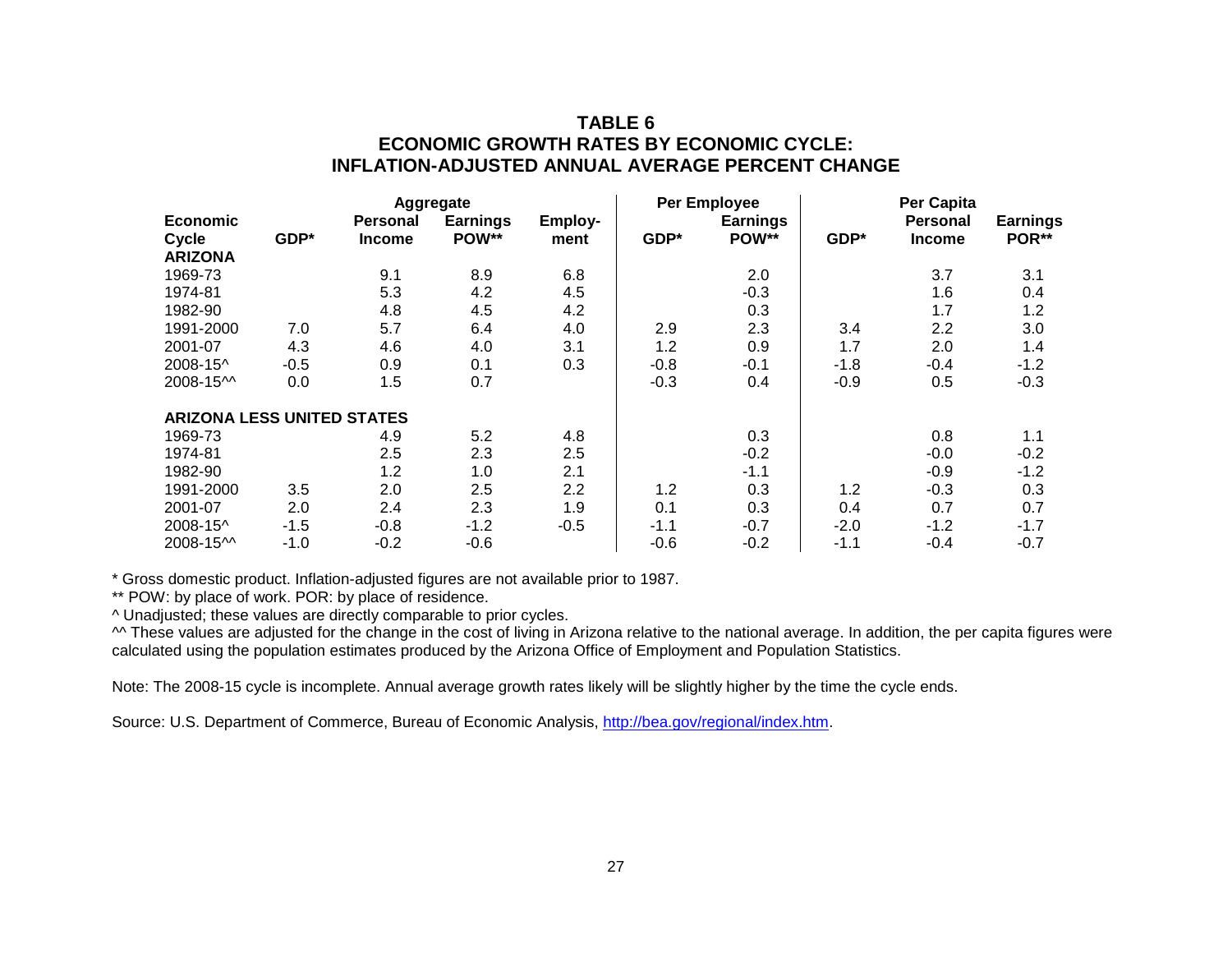# TABLE 6
## ECONOMIC GROWTH RATES BY ECONOMIC CYCLE: INFLATION-ADJUSTED ANNUAL AVERAGE PERCENT CHANGE

| | Aggregate | | | | Per Employee | | Per Capita | | |
|---|---|---|---|---|---|---|---|---|---|
| Economic Cycle | GDP* | Personal Income | Earnings POW** | Employ-ment | GDP* | Earnings POW** | GDP* | Personal Income | Earnings POR** |
| **ARIZONA** | | | | | | | | | |
| 1969-73 | | 9.1 | 8.9 | 6.8 | | 2.0 | | 3.7 | 3.1 |
| 1974-81 | | 5.3 | 4.2 | 4.5 | | -0.3 | | 1.6 | 0.4 |
| 1982-90 | | 4.8 | 4.5 | 4.2 | | 0.3 | | 1.7 | 1.2 |
| 1991-2000 | 7.0 | 5.7 | 6.4 | 4.0 | 2.9 | 2.3 | 3.4 | 2.2 | 3.0 |
| 2001-07 | 4.3 | 4.6 | 4.0 | 3.1 | 1.2 | 0.9 | 1.7 | 2.0 | 1.4 |
| 2008-15^ | -0.5 | 0.9 | 0.1 | 0.3 | -0.8 | -0.1 | -1.8 | -0.4 | -1.2 |
| 2008-15^^ | 0.0 | 1.5 | 0.7 | | -0.3 | 0.4 | -0.9 | 0.5 | -0.3 |
| **ARIZONA LESS UNITED STATES** | | | | | | | | | |
| 1969-73 | | 4.9 | 5.2 | 4.8 | | 0.3 | | 0.8 | 1.1 |
| 1974-81 | | 2.5 | 2.3 | 2.5 | | -0.2 | | -0.0 | -0.2 |
| 1982-90 | | 1.2 | 1.0 | 2.1 | | -1.1 | | -0.9 | -1.2 |
| 1991-2000 | 3.5 | 2.0 | 2.5 | 2.2 | 1.2 | 0.3 | 1.2 | -0.3 | 0.3 |
| 2001-07 | 2.0 | 2.4 | 2.3 | 1.9 | 0.1 | 0.3 | 0.4 | 0.7 | 0.7 |
| 2008-15^ | -1.5 | -0.8 | -1.2 | -0.5 | -1.1 | -0.7 | -2.0 | -1.2 | -1.7 |
| 2008-15^^ | -1.0 | -0.2 | -0.6 | | -0.6 | -0.2 | -1.1 | -0.4 | -0.7 |

* Gross domestic product. Inflation-adjusted figures are not available prior to 1987.

** POW: by place of work. POR: by place of residence.

^ Unadjusted; these values are directly comparable to prior cycles.

^^ These values are adjusted for the change in the cost of living in Arizona relative to the national average. In addition, the per capita figures were calculated using the population estimates produced by the Arizona Office of Employment and Population Statistics.

Note: The 2008-15 cycle is incomplete. Annual average growth rates likely will be slightly higher by the time the cycle ends.

Source: U.S. Department of Commerce, Bureau of Economic Analysis, http://bea.gov/regional/index.htm.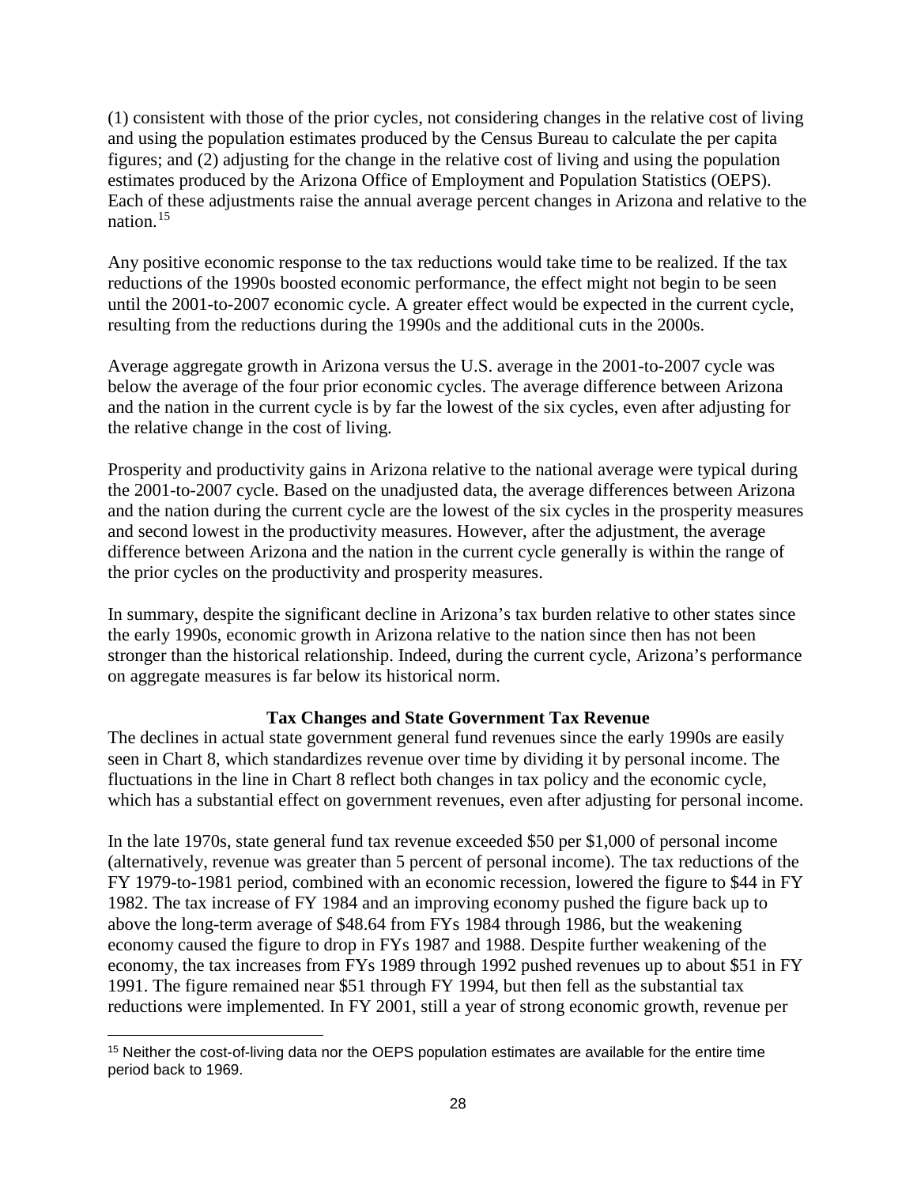(1) consistent with those of the prior cycles, not considering changes in the relative cost of living and using the population estimates produced by the Census Bureau to calculate the per capita figures; and (2) adjusting for the change in the relative cost of living and using the population estimates produced by the Arizona Office of Employment and Population Statistics (OEPS). Each of these adjustments raise the annual average percent changes in Arizona and relative to the nation.[15]

Any positive economic response to the tax reductions would take time to be realized. If the tax reductions of the 1990s boosted economic performance, the effect might not begin to be seen until the 2001-to-2007 economic cycle. A greater effect would be expected in the current cycle, resulting from the reductions during the 1990s and the additional cuts in the 2000s.

Average aggregate growth in Arizona versus the U.S. average in the 2001-to-2007 cycle was below the average of the four prior economic cycles. The average difference between Arizona and the nation in the current cycle is by far the lowest of the six cycles, even after adjusting for the relative change in the cost of living.

Prosperity and productivity gains in Arizona relative to the national average were typical during the 2001-to-2007 cycle. Based on the unadjusted data, the average differences between Arizona and the nation during the current cycle are the lowest of the six cycles in the prosperity measures and second lowest in the productivity measures. However, after the adjustment, the average difference between Arizona and the nation in the current cycle generally is within the range of the prior cycles on the productivity and prosperity measures.

In summary, despite the significant decline in Arizona's tax burden relative to other states since the early 1990s, economic growth in Arizona relative to the nation since then has not been stronger than the historical relationship. Indeed, during the current cycle, Arizona's performance on aggregate measures is far below its historical norm.

### Tax Changes and State Government Tax Revenue

The declines in actual state government general fund revenues since the early 1990s are easily seen in Chart 8, which standardizes revenue over time by dividing it by personal income. The fluctuations in the line in Chart 8 reflect both changes in tax policy and the economic cycle, which has a substantial effect on government revenues, even after adjusting for personal income.

In the late 1970s, state general fund tax revenue exceeded $50 per $1,000 of personal income (alternatively, revenue was greater than 5 percent of personal income). The tax reductions of the FY 1979-to-1981 period, combined with an economic recession, lowered the figure to $44 in FY 1982. The tax increase of FY 1984 and an improving economy pushed the figure back up to above the long-term average of $48.64 from FYs 1984 through 1986, but the weakening economy caused the figure to drop in FYs 1987 and 1988. Despite further weakening of the economy, the tax increases from FYs 1989 through 1992 pushed revenues up to about $51 in FY 1991. The figure remained near $51 through FY 1994, but then fell as the substantial tax reductions were implemented. In FY 2001, still a year of strong economic growth, revenue per

[15] Neither the cost-of-living data nor the OEPS population estimates are available for the entire time period back to 1969.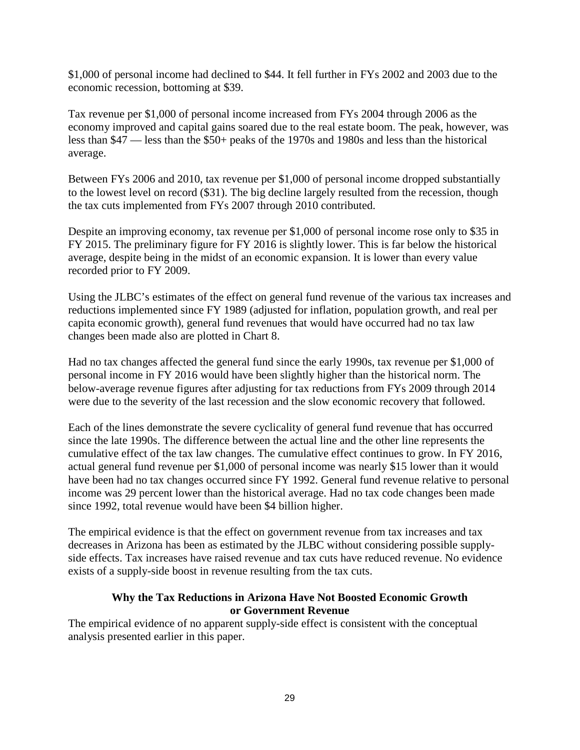$1,000 of personal income had declined to $44. It fell further in FYs 2002 and 2003 due to the economic recession, bottoming at $39.

Tax revenue per $1,000 of personal income increased from FYs 2004 through 2006 as the economy improved and capital gains soared due to the real estate boom. The peak, however, was less than $47 — less than the $50+ peaks of the 1970s and 1980s and less than the historical average.

Between FYs 2006 and 2010, tax revenue per $1,000 of personal income dropped substantially to the lowest level on record ($31). The big decline largely resulted from the recession, though the tax cuts implemented from FYs 2007 through 2010 contributed.

Despite an improving economy, tax revenue per $1,000 of personal income rose only to $35 in FY 2015. The preliminary figure for FY 2016 is slightly lower. This is far below the historical average, despite being in the midst of an economic expansion. It is lower than every value recorded prior to FY 2009.

Using the JLBC's estimates of the effect on general fund revenue of the various tax increases and reductions implemented since FY 1989 (adjusted for inflation, population growth, and real per capita economic growth), general fund revenues that would have occurred had no tax law changes been made also are plotted in Chart 8.

Had no tax changes affected the general fund since the early 1990s, tax revenue per $1,000 of personal income in FY 2016 would have been slightly higher than the historical norm. The below-average revenue figures after adjusting for tax reductions from FYs 2009 through 2014 were due to the severity of the last recession and the slow economic recovery that followed.

Each of the lines demonstrate the severe cyclicality of general fund revenue that has occurred since the late 1990s. The difference between the actual line and the other line represents the cumulative effect of the tax law changes. The cumulative effect continues to grow. In FY 2016, actual general fund revenue per $1,000 of personal income was nearly $15 lower than it would have been had no tax changes occurred since FY 1992. General fund revenue relative to personal income was 29 percent lower than the historical average. Had no tax code changes been made since 1992, total revenue would have been $4 billion higher.

The empirical evidence is that the effect on government revenue from tax increases and tax decreases in Arizona has been as estimated by the JLBC without considering possible supply-side effects. Tax increases have raised revenue and tax cuts have reduced revenue. No evidence exists of a supply-side boost in revenue resulting from the tax cuts.

### Why the Tax Reductions in Arizona Have Not Boosted Economic Growth or Government Revenue

The empirical evidence of no apparent supply-side effect is consistent with the conceptual analysis presented earlier in this paper.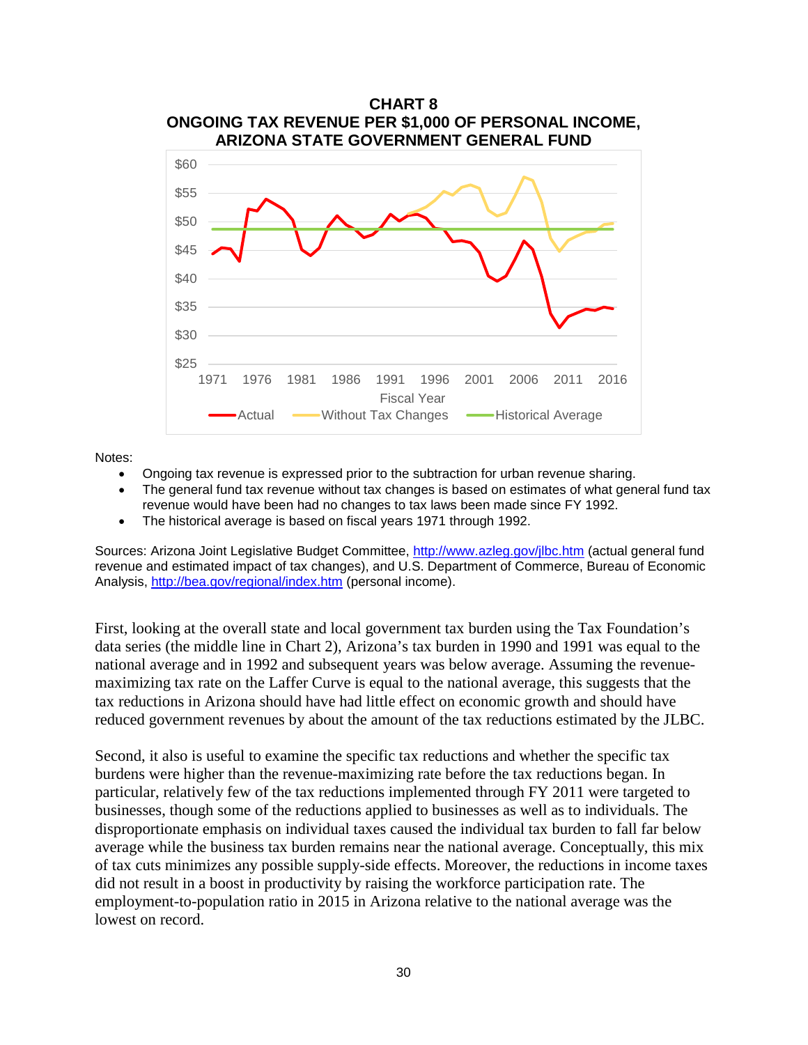**CHART 8**
**ONGOING TAX REVENUE PER $1,000 OF PERSONAL INCOME, ARIZONA STATE GOVERNMENT GENERAL FUND**

Notes:

- Ongoing tax revenue is expressed prior to the subtraction for urban revenue sharing.
- The general fund tax revenue without tax changes is based on estimates of what general fund tax revenue would have been had no changes to tax laws been made since FY 1992.
- The historical average is based on fiscal years 1971 through 1992.

Sources: Arizona Joint Legislative Budget Committee, [http://www.azleg.gov/jlbc.htm](http://www.azleg.gov/jlbc.htm) (actual general fund revenue and estimated impact of tax changes), and U.S. Department of Commerce, Bureau of Economic Analysis, [http://bea.gov/regional/index.htm](http://bea.gov/regional/index.htm) (personal income).

First, looking at the overall state and local government tax burden using the Tax Foundation's data series (the middle line in Chart 2), Arizona's tax burden in 1990 and 1991 was equal to the national average and in 1992 and subsequent years was below average. Assuming the revenue-maximizing tax rate on the Laffer Curve is equal to the national average, this suggests that the tax reductions in Arizona should have had little effect on economic growth and should have reduced government revenues by about the amount of the tax reductions estimated by the JLBC.

Second, it also is useful to examine the specific tax reductions and whether the specific tax burdens were higher than the revenue-maximizing rate before the tax reductions began. In particular, relatively few of the tax reductions implemented through FY 2011 were targeted to businesses, though some of the reductions applied to businesses as well as to individuals. The disproportionate emphasis on individual taxes caused the individual tax burden to fall far below average while the business tax burden remains near the national average. Conceptually, this mix of tax cuts minimizes any possible supply-side effects. Moreover, the reductions in income taxes did not result in a boost in productivity by raising the workforce participation rate. The employment-to-population ratio in 2015 in Arizona relative to the national average was the lowest on record.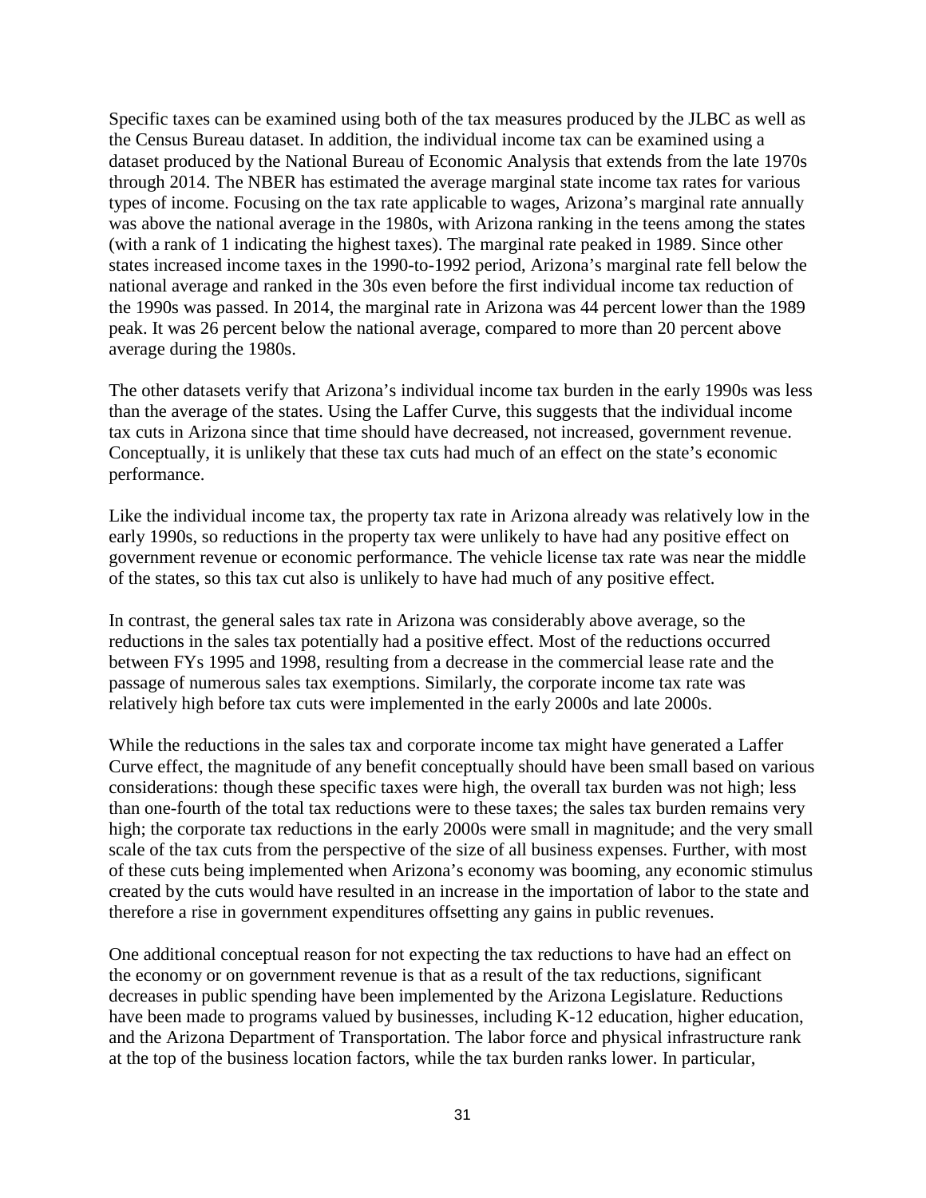Specific taxes can be examined using both of the tax measures produced by the JLBC as well as the Census Bureau dataset. In addition, the individual income tax can be examined using a dataset produced by the National Bureau of Economic Analysis that extends from the late 1970s through 2014. The NBER has estimated the average marginal state income tax rates for various types of income. Focusing on the tax rate applicable to wages, Arizona's marginal rate annually was above the national average in the 1980s, with Arizona ranking in the teens among the states (with a rank of 1 indicating the highest taxes). The marginal rate peaked in 1989. Since other states increased income taxes in the 1990-to-1992 period, Arizona's marginal rate fell below the national average and ranked in the 30s even before the first individual income tax reduction of the 1990s was passed. In 2014, the marginal rate in Arizona was 44 percent lower than the 1989 peak. It was 26 percent below the national average, compared to more than 20 percent above average during the 1980s.

The other datasets verify that Arizona's individual income tax burden in the early 1990s was less than the average of the states. Using the Laffer Curve, this suggests that the individual income tax cuts in Arizona since that time should have decreased, not increased, government revenue. Conceptually, it is unlikely that these tax cuts had much of an effect on the state's economic performance.

Like the individual income tax, the property tax rate in Arizona already was relatively low in the early 1990s, so reductions in the property tax were unlikely to have had any positive effect on government revenue or economic performance. The vehicle license tax rate was near the middle of the states, so this tax cut also is unlikely to have had much of any positive effect.

In contrast, the general sales tax rate in Arizona was considerably above average, so the reductions in the sales tax potentially had a positive effect. Most of the reductions occurred between FYs 1995 and 1998, resulting from a decrease in the commercial lease rate and the passage of numerous sales tax exemptions. Similarly, the corporate income tax rate was relatively high before tax cuts were implemented in the early 2000s and late 2000s.

While the reductions in the sales tax and corporate income tax might have generated a Laffer Curve effect, the magnitude of any benefit conceptually should have been small based on various considerations: though these specific taxes were high, the overall tax burden was not high; less than one-fourth of the total tax reductions were to these taxes; the sales tax burden remains very high; the corporate tax reductions in the early 2000s were small in magnitude; and the very small scale of the tax cuts from the perspective of the size of all business expenses. Further, with most of these cuts being implemented when Arizona's economy was booming, any economic stimulus created by the cuts would have resulted in an increase in the importation of labor to the state and therefore a rise in government expenditures offsetting any gains in public revenues.

One additional conceptual reason for not expecting the tax reductions to have had an effect on the economy or on government revenue is that as a result of the tax reductions, significant decreases in public spending have been implemented by the Arizona Legislature. Reductions have been made to programs valued by businesses, including K-12 education, higher education, and the Arizona Department of Transportation. The labor force and physical infrastructure rank at the top of the business location factors, while the tax burden ranks lower. In particular,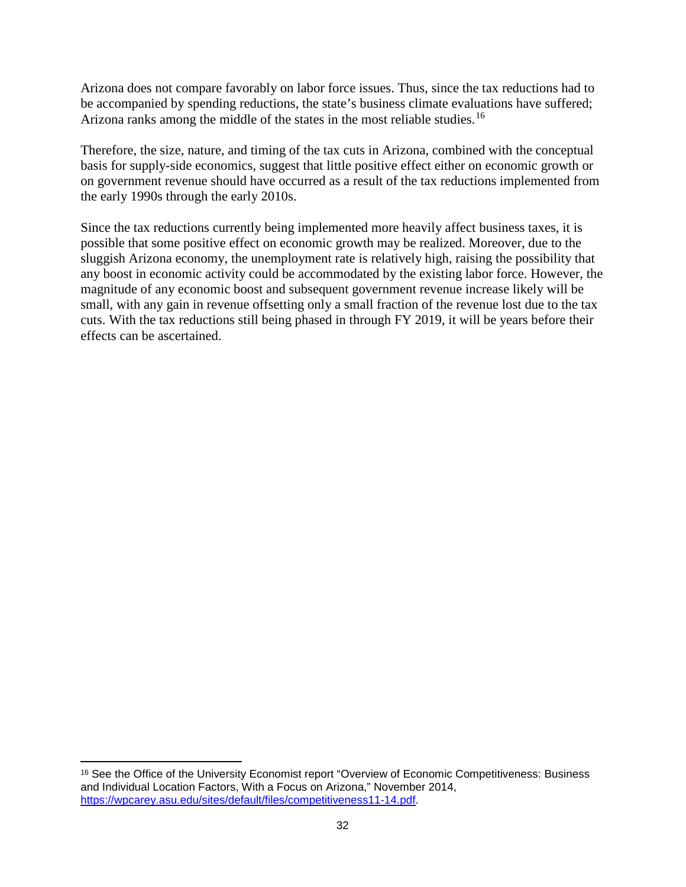Arizona does not compare favorably on labor force issues. Thus, since the tax reductions had to be accompanied by spending reductions, the state's business climate evaluations have suffered; Arizona ranks among the middle of the states in the most reliable studies.[16]

Therefore, the size, nature, and timing of the tax cuts in Arizona, combined with the conceptual basis for supply-side economics, suggest that little positive effect either on economic growth or on government revenue should have occurred as a result of the tax reductions implemented from the early 1990s through the early 2010s.

Since the tax reductions currently being implemented more heavily affect business taxes, it is possible that some positive effect on economic growth may be realized. Moreover, due to the sluggish Arizona economy, the unemployment rate is relatively high, raising the possibility that any boost in economic activity could be accommodated by the existing labor force. However, the magnitude of any economic boost and subsequent government revenue increase likely will be small, with any gain in revenue offsetting only a small fraction of the revenue lost due to the tax cuts. With the tax reductions still being phased in through FY 2019, it will be years before their effects can be ascertained.

---

[16] See the Office of the University Economist report "Overview of Economic Competitiveness: Business and Individual Location Factors, With a Focus on Arizona," November 2014, https://wpcarey.asu.edu/sites/default/files/competitiveness11-14.pdf.